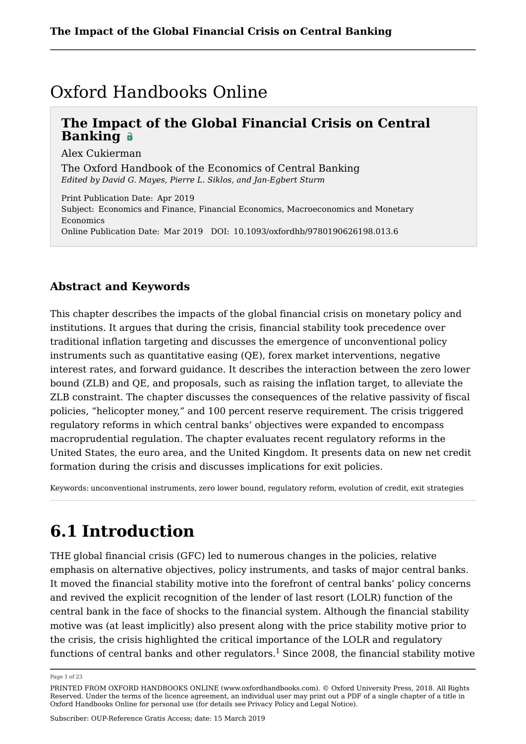# Oxford Handbooks Online

## The Impact of the Global Financial Crisis on Central Banking

Alex Cukierman

The Oxford Handbook of the Economics of Central Banking

*Edited by David G. Mayes, Pierre L. Siklos, and Jan-Egbert Sturm*

Print Publication Date: Apr 2019

Subject: Economics and Finance, Financial Economics, Macroeconomics and Monetary Economics

Online Publication Date: Mar 2019 DOI: 10.1093/oxfordhb/9780190626198.013.6

### Abstract and Keywords

This chapter describes the impacts of the global financial crisis on monetary policy and institutions. It argues that during the crisis, financial stability took precedence over traditional inflation targeting and discusses the emergence of unconventional policy instruments such as quantitative easing (QE), forex market interventions, negative interest rates, and forward guidance. It describes the interaction between the zero lower bound (ZLB) and QE, and proposals, such as raising the inflation target, to alleviate the ZLB constraint. The chapter discusses the consequences of the relative passivity of fiscal policies, "helicopter money," and 100 percent reserve requirement. The crisis triggered regulatory reforms in which central banks' objectives were expanded to encompass macroprudential regulation. The chapter evaluates recent regulatory reforms in the United States, the euro area, and the United Kingdom. It presents data on new net credit formation during the crisis and discusses implications for exit policies.

Keywords: unconventional instruments, zero lower bound, regulatory reform, evolution of credit, exit strategies

# 6.1 Introduction

THE global financial crisis (GFC) led to numerous changes in the policies, relative emphasis on alternative objectives, policy instruments, and tasks of major central banks. It moved the financial stability motive into the forefront of central banks' policy concerns and revived the explicit recognition of the lender of last resort (LOLR) function of the central bank in the face of shocks to the financial system. Although the financial stability motive was (at least implicitly) also present along with the price stability motive prior to the crisis, the crisis highlighted the critical importance of the LOLR and regulatory functions of central banks and other regulators.[1] Since 2008, the financial stability motive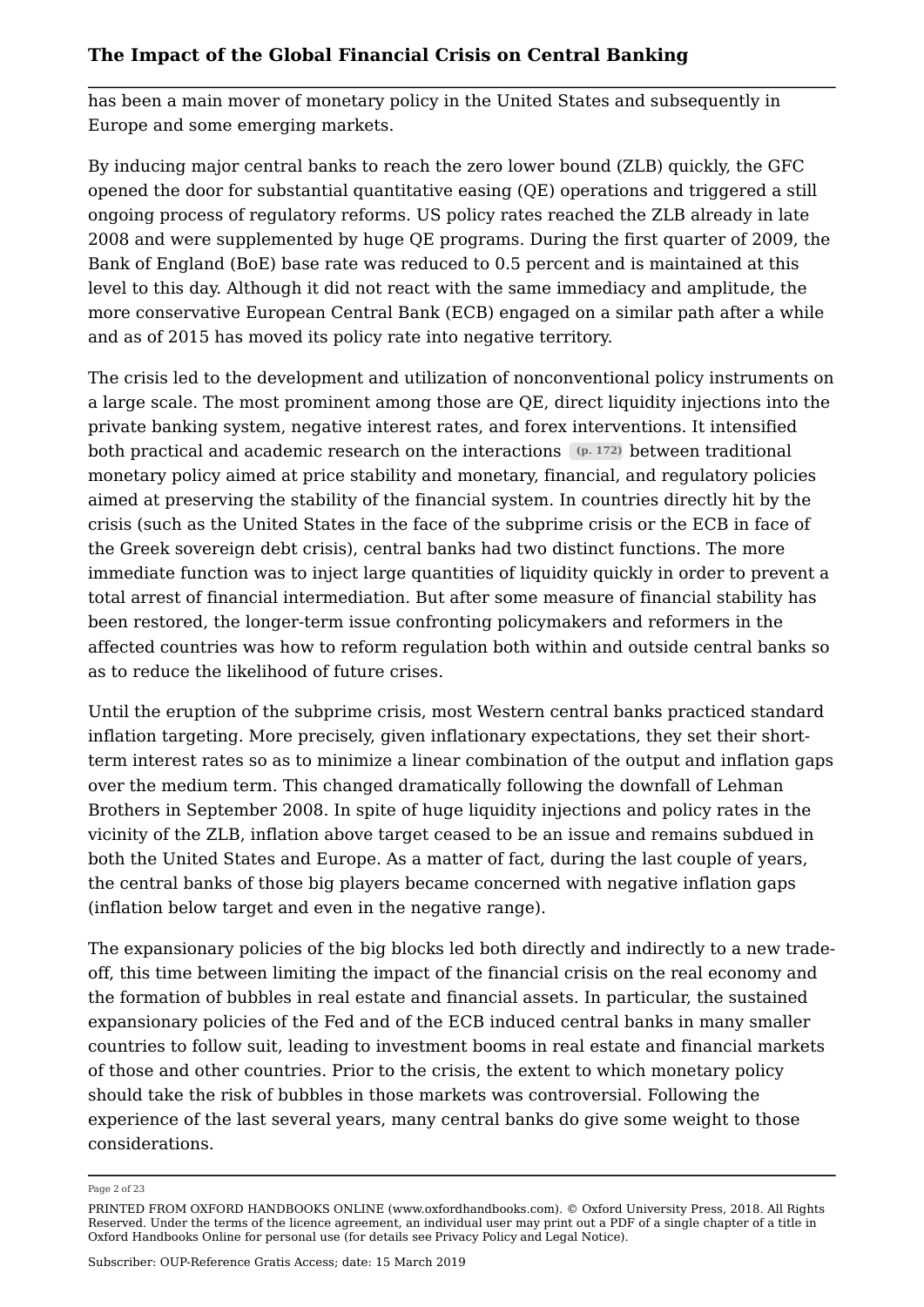has been a main mover of monetary policy in the United States and subsequently in Europe and some emerging markets.

By inducing major central banks to reach the zero lower bound (ZLB) quickly, the GFC opened the door for substantial quantitative easing (QE) operations and triggered a still ongoing process of regulatory reforms. US policy rates reached the ZLB already in late 2008 and were supplemented by huge QE programs. During the first quarter of 2009, the Bank of England (BoE) base rate was reduced to 0.5 percent and is maintained at this level to this day. Although it did not react with the same immediacy and amplitude, the more conservative European Central Bank (ECB) engaged on a similar path after a while and as of 2015 has moved its policy rate into negative territory.

The crisis led to the development and utilization of nonconventional policy instruments on a large scale. The most prominent among those are QE, direct liquidity injections into the private banking system, negative interest rates, and forex interventions. It intensified both practical and academic research on the interactions (p. 172) between traditional monetary policy aimed at price stability and monetary, financial, and regulatory policies aimed at preserving the stability of the financial system. In countries directly hit by the crisis (such as the United States in the face of the subprime crisis or the ECB in face of the Greek sovereign debt crisis), central banks had two distinct functions. The more immediate function was to inject large quantities of liquidity quickly in order to prevent a total arrest of financial intermediation. But after some measure of financial stability has been restored, the longer-term issue confronting policymakers and reformers in the affected countries was how to reform regulation both within and outside central banks so as to reduce the likelihood of future crises.

Until the eruption of the subprime crisis, most Western central banks practiced standard inflation targeting. More precisely, given inflationary expectations, they set their short-term interest rates so as to minimize a linear combination of the output and inflation gaps over the medium term. This changed dramatically following the downfall of Lehman Brothers in September 2008. In spite of huge liquidity injections and policy rates in the vicinity of the ZLB, inflation above target ceased to be an issue and remains subdued in both the United States and Europe. As a matter of fact, during the last couple of years, the central banks of those big players became concerned with negative inflation gaps (inflation below target and even in the negative range).

The expansionary policies of the big blocks led both directly and indirectly to a new trade-off, this time between limiting the impact of the financial crisis on the real economy and the formation of bubbles in real estate and financial assets. In particular, the sustained expansionary policies of the Fed and of the ECB induced central banks in many smaller countries to follow suit, leading to investment booms in real estate and financial markets of those and other countries. Prior to the crisis, the extent to which monetary policy should take the risk of bubbles in those markets was controversial. Following the experience of the last several years, many central banks do give some weight to those considerations.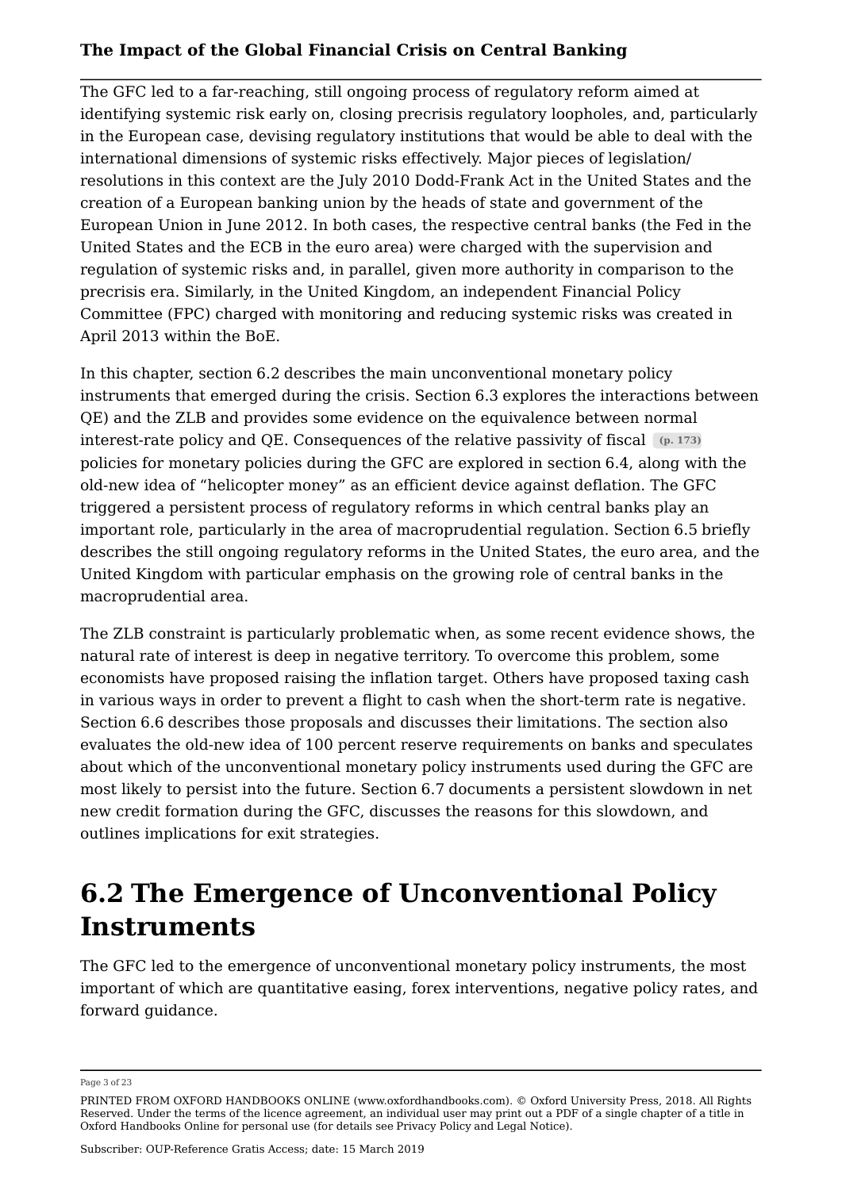The GFC led to a far-reaching, still ongoing process of regulatory reform aimed at identifying systemic risk early on, closing precrisis regulatory loopholes, and, particularly in the European case, devising regulatory institutions that would be able to deal with the international dimensions of systemic risks effectively. Major pieces of legislation/resolutions in this context are the July 2010 Dodd-Frank Act in the United States and the creation of a European banking union by the heads of state and government of the European Union in June 2012. In both cases, the respective central banks (the Fed in the United States and the ECB in the euro area) were charged with the supervision and regulation of systemic risks and, in parallel, given more authority in comparison to the precrisis era. Similarly, in the United Kingdom, an independent Financial Policy Committee (FPC) charged with monitoring and reducing systemic risks was created in April 2013 within the BoE.

In this chapter, section 6.2 describes the main unconventional monetary policy instruments that emerged during the crisis. Section 6.3 explores the interactions between QE) and the ZLB and provides some evidence on the equivalence between normal interest-rate policy and QE. Consequences of the relative passivity of fiscal (p. 173) policies for monetary policies during the GFC are explored in section 6.4, along with the old-new idea of "helicopter money" as an efficient device against deflation. The GFC triggered a persistent process of regulatory reforms in which central banks play an important role, particularly in the area of macroprudential regulation. Section 6.5 briefly describes the still ongoing regulatory reforms in the United States, the euro area, and the United Kingdom with particular emphasis on the growing role of central banks in the macroprudential area.

The ZLB constraint is particularly problematic when, as some recent evidence shows, the natural rate of interest is deep in negative territory. To overcome this problem, some economists have proposed raising the inflation target. Others have proposed taxing cash in various ways in order to prevent a flight to cash when the short-term rate is negative. Section 6.6 describes those proposals and discusses their limitations. The section also evaluates the old-new idea of 100 percent reserve requirements on banks and speculates about which of the unconventional monetary policy instruments used during the GFC are most likely to persist into the future. Section 6.7 documents a persistent slowdown in net new credit formation during the GFC, discusses the reasons for this slowdown, and outlines implications for exit strategies.

# 6.2 The Emergence of Unconventional Policy Instruments

The GFC led to the emergence of unconventional monetary policy instruments, the most important of which are quantitative easing, forex interventions, negative policy rates, and forward guidance.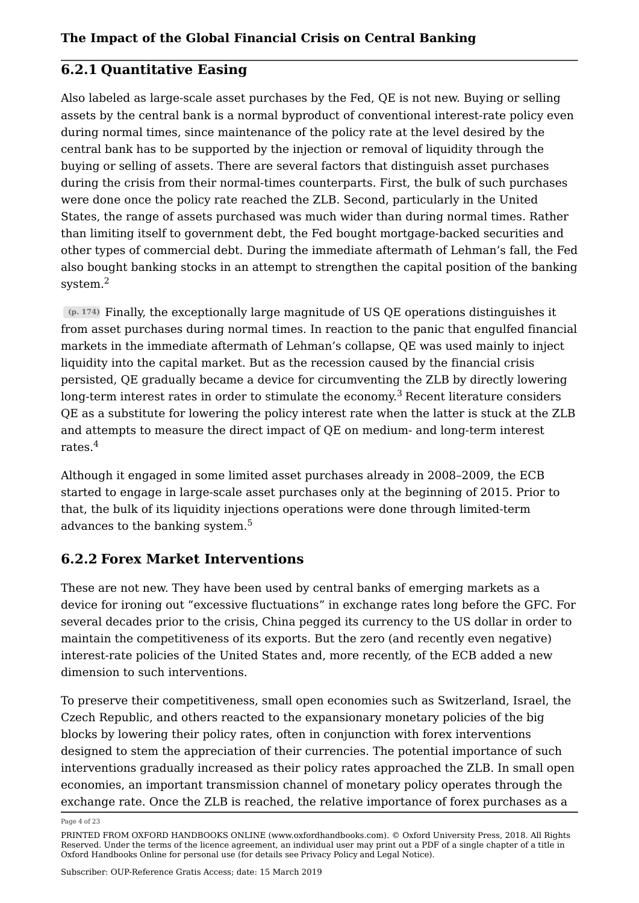## 6.2.1 Quantitative Easing

Also labeled as large-scale asset purchases by the Fed, QE is not new. Buying or selling assets by the central bank is a normal byproduct of conventional interest-rate policy even during normal times, since maintenance of the policy rate at the level desired by the central bank has to be supported by the injection or removal of liquidity through the buying or selling of assets. There are several factors that distinguish asset purchases during the crisis from their normal-times counterparts. First, the bulk of such purchases were done once the policy rate reached the ZLB. Second, particularly in the United States, the range of assets purchased was much wider than during normal times. Rather than limiting itself to government debt, the Fed bought mortgage-backed securities and other types of commercial debt. During the immediate aftermath of Lehman's fall, the Fed also bought banking stocks in an attempt to strengthen the capital position of the banking system.[2]

(p. 174) Finally, the exceptionally large magnitude of US QE operations distinguishes it from asset purchases during normal times. In reaction to the panic that engulfed financial markets in the immediate aftermath of Lehman's collapse, QE was used mainly to inject liquidity into the capital market. But as the recession caused by the financial crisis persisted, QE gradually became a device for circumventing the ZLB by directly lowering long-term interest rates in order to stimulate the economy.[3] Recent literature considers QE as a substitute for lowering the policy interest rate when the latter is stuck at the ZLB and attempts to measure the direct impact of QE on medium- and long-term interest rates.[4]

Although it engaged in some limited asset purchases already in 2008–2009, the ECB started to engage in large-scale asset purchases only at the beginning of 2015. Prior to that, the bulk of its liquidity injections operations were done through limited-term advances to the banking system.[5]

## 6.2.2 Forex Market Interventions

These are not new. They have been used by central banks of emerging markets as a device for ironing out "excessive fluctuations" in exchange rates long before the GFC. For several decades prior to the crisis, China pegged its currency to the US dollar in order to maintain the competitiveness of its exports. But the zero (and recently even negative) interest-rate policies of the United States and, more recently, of the ECB added a new dimension to such interventions.

To preserve their competitiveness, small open economies such as Switzerland, Israel, the Czech Republic, and others reacted to the expansionary monetary policies of the big blocks by lowering their policy rates, often in conjunction with forex interventions designed to stem the appreciation of their currencies. The potential importance of such interventions gradually increased as their policy rates approached the ZLB. In small open economies, an important transmission channel of monetary policy operates through the exchange rate. Once the ZLB is reached, the relative importance of forex purchases as a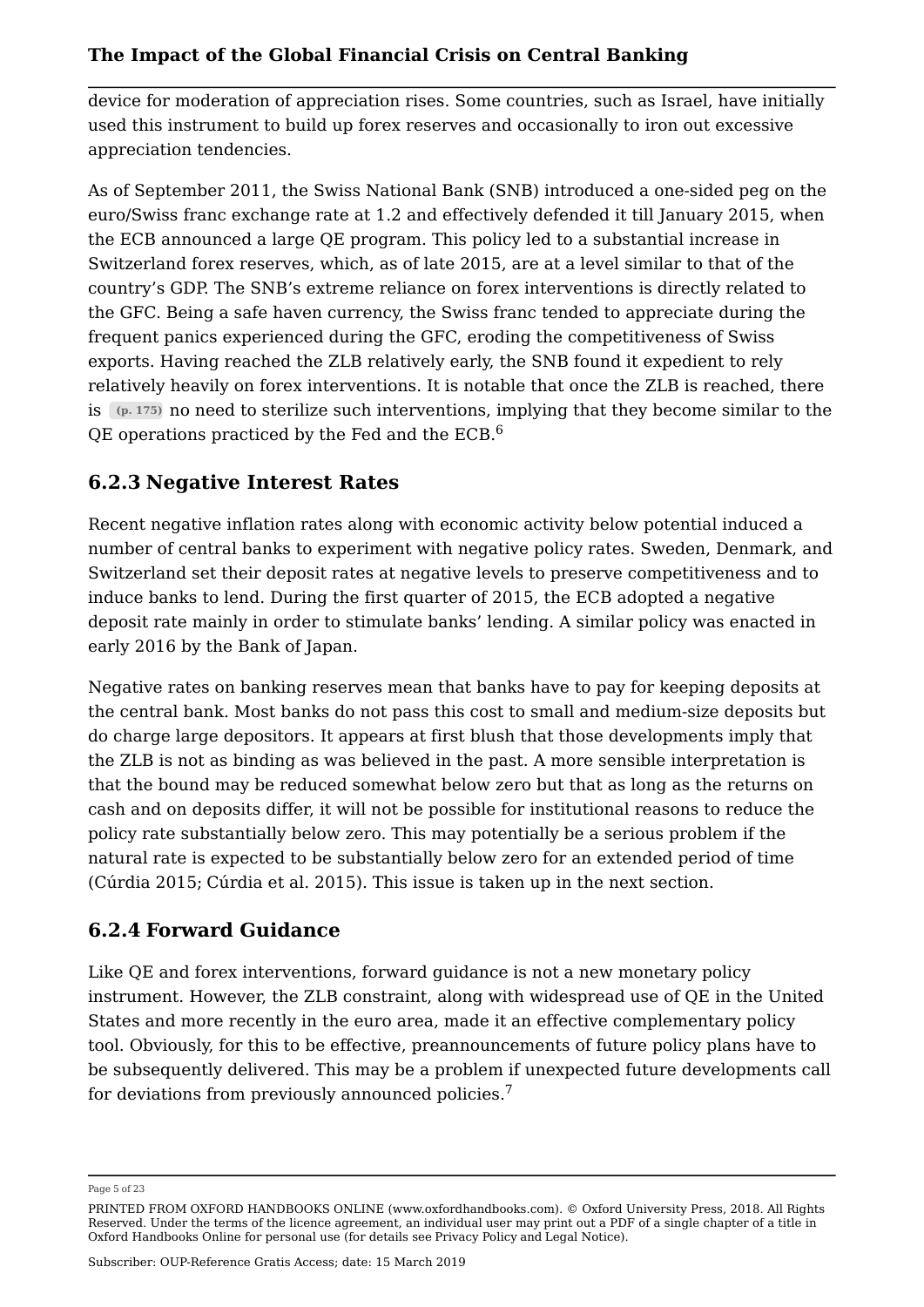device for moderation of appreciation rises. Some countries, such as Israel, have initially used this instrument to build up forex reserves and occasionally to iron out excessive appreciation tendencies.

As of September 2011, the Swiss National Bank (SNB) introduced a one-sided peg on the euro/Swiss franc exchange rate at 1.2 and effectively defended it till January 2015, when the ECB announced a large QE program. This policy led to a substantial increase in Switzerland forex reserves, which, as of late 2015, are at a level similar to that of the country's GDP. The SNB's extreme reliance on forex interventions is directly related to the GFC. Being a safe haven currency, the Swiss franc tended to appreciate during the frequent panics experienced during the GFC, eroding the competitiveness of Swiss exports. Having reached the ZLB relatively early, the SNB found it expedient to rely relatively heavily on forex interventions. It is notable that once the ZLB is reached, there is (p. 175) no need to sterilize such interventions, implying that they become similar to the QE operations practiced by the Fed and the ECB.[6]

### 6.2.3 Negative Interest Rates

Recent negative inflation rates along with economic activity below potential induced a number of central banks to experiment with negative policy rates. Sweden, Denmark, and Switzerland set their deposit rates at negative levels to preserve competitiveness and to induce banks to lend. During the first quarter of 2015, the ECB adopted a negative deposit rate mainly in order to stimulate banks' lending. A similar policy was enacted in early 2016 by the Bank of Japan.

Negative rates on banking reserves mean that banks have to pay for keeping deposits at the central bank. Most banks do not pass this cost to small and medium-size deposits but do charge large depositors. It appears at first blush that those developments imply that the ZLB is not as binding as was believed in the past. A more sensible interpretation is that the bound may be reduced somewhat below zero but that as long as the returns on cash and on deposits differ, it will not be possible for institutional reasons to reduce the policy rate substantially below zero. This may potentially be a serious problem if the natural rate is expected to be substantially below zero for an extended period of time (Cúrdia 2015; Cúrdia et al. 2015). This issue is taken up in the next section.

### 6.2.4 Forward Guidance

Like QE and forex interventions, forward guidance is not a new monetary policy instrument. However, the ZLB constraint, along with widespread use of QE in the United States and more recently in the euro area, made it an effective complementary policy tool. Obviously, for this to be effective, preannouncements of future policy plans have to be subsequently delivered. This may be a problem if unexpected future developments call for deviations from previously announced policies.[7]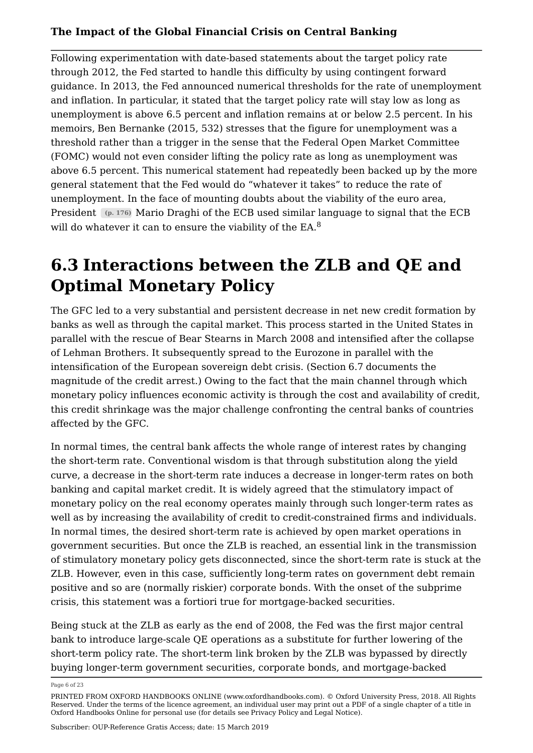Following experimentation with date-based statements about the target policy rate through 2012, the Fed started to handle this difficulty by using contingent forward guidance. In 2013, the Fed announced numerical thresholds for the rate of unemployment and inflation. In particular, it stated that the target policy rate will stay low as long as unemployment is above 6.5 percent and inflation remains at or below 2.5 percent. In his memoirs, Ben Bernanke (2015, 532) stresses that the figure for unemployment was a threshold rather than a trigger in the sense that the Federal Open Market Committee (FOMC) would not even consider lifting the policy rate as long as unemployment was above 6.5 percent. This numerical statement had repeatedly been backed up by the more general statement that the Fed would do "whatever it takes" to reduce the rate of unemployment. In the face of mounting doubts about the viability of the euro area, President (p. 176) Mario Draghi of the ECB used similar language to signal that the ECB will do whatever it can to ensure the viability of the EA.[8]

# 6.3 Interactions between the ZLB and QE and Optimal Monetary Policy

The GFC led to a very substantial and persistent decrease in net new credit formation by banks as well as through the capital market. This process started in the United States in parallel with the rescue of Bear Stearns in March 2008 and intensified after the collapse of Lehman Brothers. It subsequently spread to the Eurozone in parallel with the intensification of the European sovereign debt crisis. (Section 6.7 documents the magnitude of the credit arrest.) Owing to the fact that the main channel through which monetary policy influences economic activity is through the cost and availability of credit, this credit shrinkage was the major challenge confronting the central banks of countries affected by the GFC.

In normal times, the central bank affects the whole range of interest rates by changing the short-term rate. Conventional wisdom is that through substitution along the yield curve, a decrease in the short-term rate induces a decrease in longer-term rates on both banking and capital market credit. It is widely agreed that the stimulatory impact of monetary policy on the real economy operates mainly through such longer-term rates as well as by increasing the availability of credit to credit-constrained firms and individuals. In normal times, the desired short-term rate is achieved by open market operations in government securities. But once the ZLB is reached, an essential link in the transmission of stimulatory monetary policy gets disconnected, since the short-term rate is stuck at the ZLB. However, even in this case, sufficiently long-term rates on government debt remain positive and so are (normally riskier) corporate bonds. With the onset of the subprime crisis, this statement was a fortiori true for mortgage-backed securities.

Being stuck at the ZLB as early as the end of 2008, the Fed was the first major central bank to introduce large-scale QE operations as a substitute for further lowering of the short-term policy rate. The short-term link broken by the ZLB was bypassed by directly buying longer-term government securities, corporate bonds, and mortgage-backed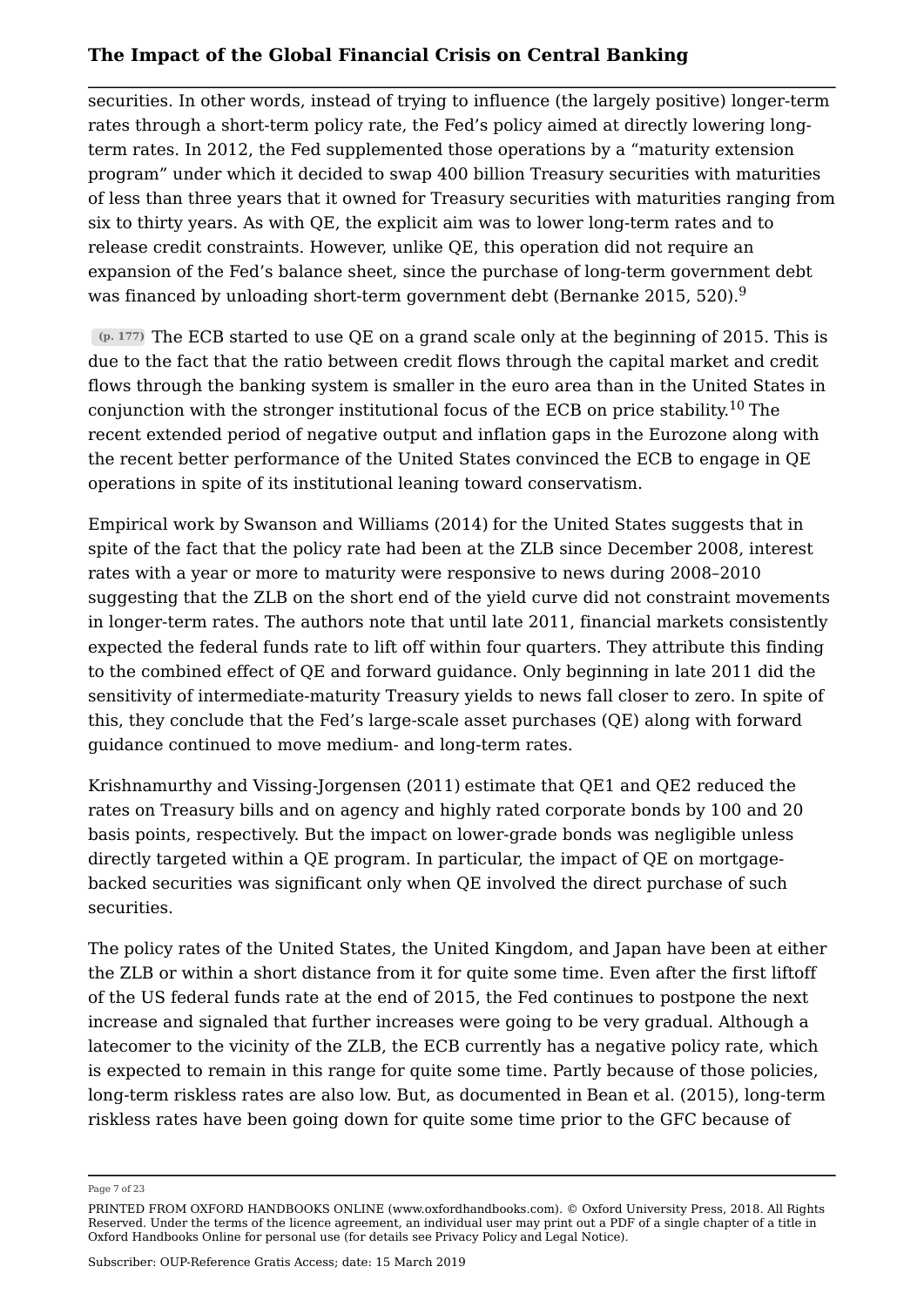securities. In other words, instead of trying to influence (the largely positive) longer-term rates through a short-term policy rate, the Fed's policy aimed at directly lowering long-term rates. In 2012, the Fed supplemented those operations by a "maturity extension program" under which it decided to swap 400 billion Treasury securities with maturities of less than three years that it owned for Treasury securities with maturities ranging from six to thirty years. As with QE, the explicit aim was to lower long-term rates and to release credit constraints. However, unlike QE, this operation did not require an expansion of the Fed's balance sheet, since the purchase of long-term government debt was financed by unloading short-term government debt (Bernanke 2015, 520).[9]

(p. 177) The ECB started to use QE on a grand scale only at the beginning of 2015. This is due to the fact that the ratio between credit flows through the capital market and credit flows through the banking system is smaller in the euro area than in the United States in conjunction with the stronger institutional focus of the ECB on price stability.[10] The recent extended period of negative output and inflation gaps in the Eurozone along with the recent better performance of the United States convinced the ECB to engage in QE operations in spite of its institutional leaning toward conservatism.

Empirical work by Swanson and Williams (2014) for the United States suggests that in spite of the fact that the policy rate had been at the ZLB since December 2008, interest rates with a year or more to maturity were responsive to news during 2008–2010 suggesting that the ZLB on the short end of the yield curve did not constraint movements in longer-term rates. The authors note that until late 2011, financial markets consistently expected the federal funds rate to lift off within four quarters. They attribute this finding to the combined effect of QE and forward guidance. Only beginning in late 2011 did the sensitivity of intermediate-maturity Treasury yields to news fall closer to zero. In spite of this, they conclude that the Fed's large-scale asset purchases (QE) along with forward guidance continued to move medium- and long-term rates.

Krishnamurthy and Vissing-Jorgensen (2011) estimate that QE1 and QE2 reduced the rates on Treasury bills and on agency and highly rated corporate bonds by 100 and 20 basis points, respectively. But the impact on lower-grade bonds was negligible unless directly targeted within a QE program. In particular, the impact of QE on mortgage-backed securities was significant only when QE involved the direct purchase of such securities.

The policy rates of the United States, the United Kingdom, and Japan have been at either the ZLB or within a short distance from it for quite some time. Even after the first liftoff of the US federal funds rate at the end of 2015, the Fed continues to postpone the next increase and signaled that further increases were going to be very gradual. Although a latecomer to the vicinity of the ZLB, the ECB currently has a negative policy rate, which is expected to remain in this range for quite some time. Partly because of those policies, long-term riskless rates are also low. But, as documented in Bean et al. (2015), long-term riskless rates have been going down for quite some time prior to the GFC because of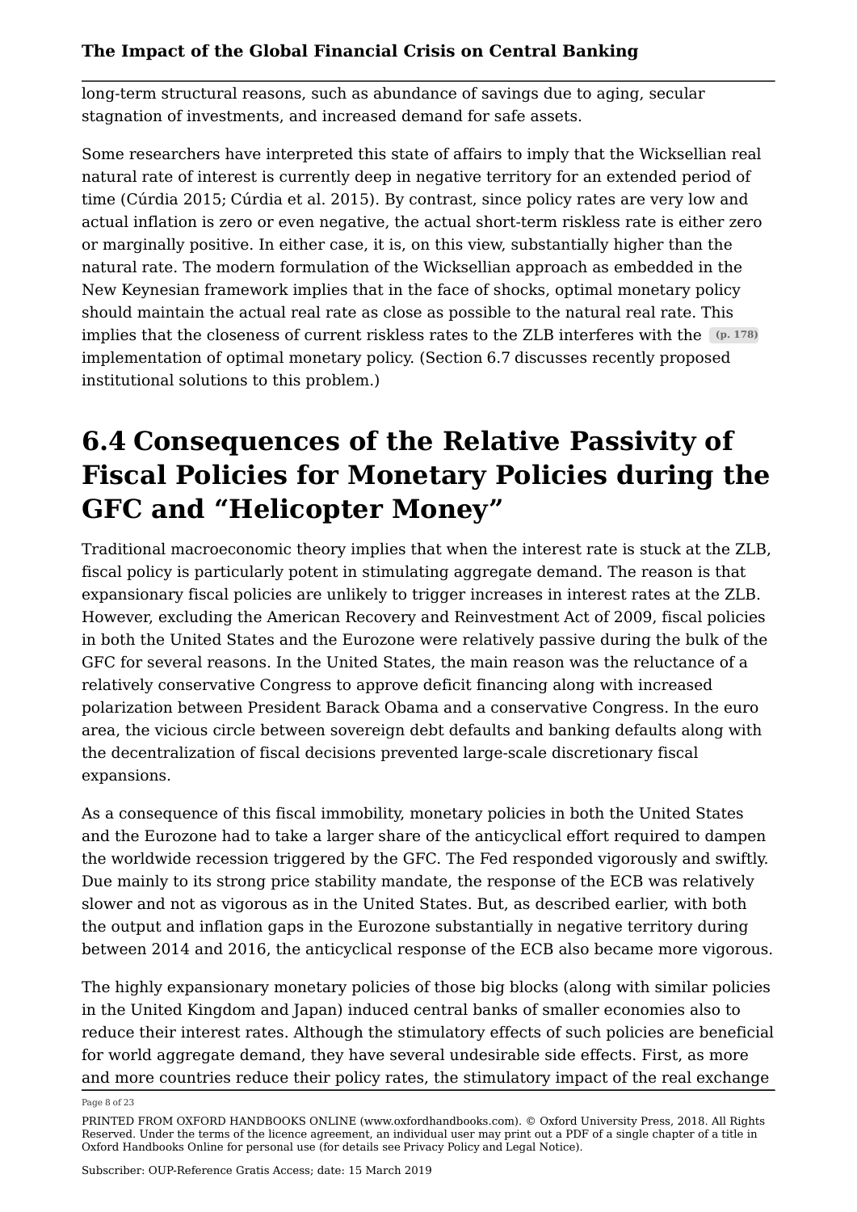long-term structural reasons, such as abundance of savings due to aging, secular stagnation of investments, and increased demand for safe assets.

Some researchers have interpreted this state of affairs to imply that the Wicksellian real natural rate of interest is currently deep in negative territory for an extended period of time (Cúrdia 2015; Cúrdia et al. 2015). By contrast, since policy rates are very low and actual inflation is zero or even negative, the actual short-term riskless rate is either zero or marginally positive. In either case, it is, on this view, substantially higher than the natural rate. The modern formulation of the Wicksellian approach as embedded in the New Keynesian framework implies that in the face of shocks, optimal monetary policy should maintain the actual real rate as close as possible to the natural real rate. This implies that the closeness of current riskless rates to the ZLB interferes with the (p. 178) implementation of optimal monetary policy. (Section 6.7 discusses recently proposed institutional solutions to this problem.)

# 6.4 Consequences of the Relative Passivity of Fiscal Policies for Monetary Policies during the GFC and "Helicopter Money"

Traditional macroeconomic theory implies that when the interest rate is stuck at the ZLB, fiscal policy is particularly potent in stimulating aggregate demand. The reason is that expansionary fiscal policies are unlikely to trigger increases in interest rates at the ZLB. However, excluding the American Recovery and Reinvestment Act of 2009, fiscal policies in both the United States and the Eurozone were relatively passive during the bulk of the GFC for several reasons. In the United States, the main reason was the reluctance of a relatively conservative Congress to approve deficit financing along with increased polarization between President Barack Obama and a conservative Congress. In the euro area, the vicious circle between sovereign debt defaults and banking defaults along with the decentralization of fiscal decisions prevented large-scale discretionary fiscal expansions.

As a consequence of this fiscal immobility, monetary policies in both the United States and the Eurozone had to take a larger share of the anticyclical effort required to dampen the worldwide recession triggered by the GFC. The Fed responded vigorously and swiftly. Due mainly to its strong price stability mandate, the response of the ECB was relatively slower and not as vigorous as in the United States. But, as described earlier, with both the output and inflation gaps in the Eurozone substantially in negative territory during between 2014 and 2016, the anticyclical response of the ECB also became more vigorous.

The highly expansionary monetary policies of those big blocks (along with similar policies in the United Kingdom and Japan) induced central banks of smaller economies also to reduce their interest rates. Although the stimulatory effects of such policies are beneficial for world aggregate demand, they have several undesirable side effects. First, as more and more countries reduce their policy rates, the stimulatory impact of the real exchange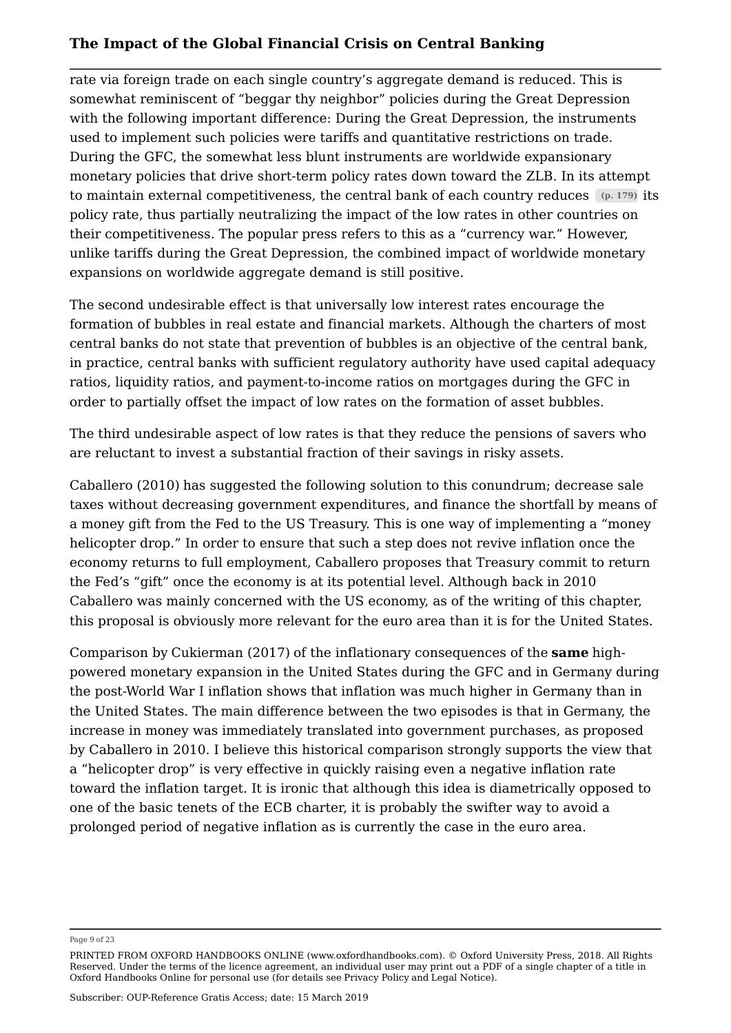rate via foreign trade on each single country's aggregate demand is reduced. This is somewhat reminiscent of "beggar thy neighbor" policies during the Great Depression with the following important difference: During the Great Depression, the instruments used to implement such policies were tariffs and quantitative restrictions on trade. During the GFC, the somewhat less blunt instruments are worldwide expansionary monetary policies that drive short-term policy rates down toward the ZLB. In its attempt to maintain external competitiveness, the central bank of each country reduces (p. 179) its policy rate, thus partially neutralizing the impact of the low rates in other countries on their competitiveness. The popular press refers to this as a "currency war." However, unlike tariffs during the Great Depression, the combined impact of worldwide monetary expansions on worldwide aggregate demand is still positive.

The second undesirable effect is that universally low interest rates encourage the formation of bubbles in real estate and financial markets. Although the charters of most central banks do not state that prevention of bubbles is an objective of the central bank, in practice, central banks with sufficient regulatory authority have used capital adequacy ratios, liquidity ratios, and payment-to-income ratios on mortgages during the GFC in order to partially offset the impact of low rates on the formation of asset bubbles.

The third undesirable aspect of low rates is that they reduce the pensions of savers who are reluctant to invest a substantial fraction of their savings in risky assets.

Caballero (2010) has suggested the following solution to this conundrum; decrease sale taxes without decreasing government expenditures, and finance the shortfall by means of a money gift from the Fed to the US Treasury. This is one way of implementing a "money helicopter drop." In order to ensure that such a step does not revive inflation once the economy returns to full employment, Caballero proposes that Treasury commit to return the Fed's "gift" once the economy is at its potential level. Although back in 2010 Caballero was mainly concerned with the US economy, as of the writing of this chapter, this proposal is obviously more relevant for the euro area than it is for the United States.

Comparison by Cukierman (2017) of the inflationary consequences of the **same** high-powered monetary expansion in the United States during the GFC and in Germany during the post-World War I inflation shows that inflation was much higher in Germany than in the United States. The main difference between the two episodes is that in Germany, the increase in money was immediately translated into government purchases, as proposed by Caballero in 2010. I believe this historical comparison strongly supports the view that a "helicopter drop" is very effective in quickly raising even a negative inflation rate toward the inflation target. It is ironic that although this idea is diametrically opposed to one of the basic tenets of the ECB charter, it is probably the swifter way to avoid a prolonged period of negative inflation as is currently the case in the euro area.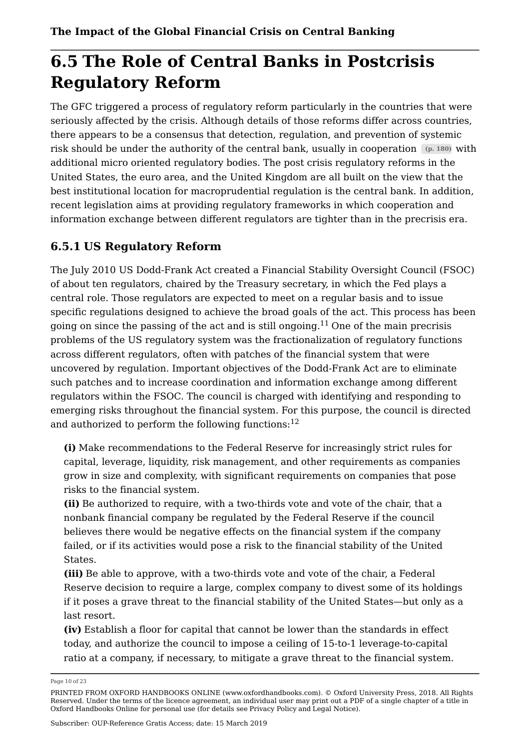## 6.5 The Role of Central Banks in Postcrisis Regulatory Reform

The GFC triggered a process of regulatory reform particularly in the countries that were seriously affected by the crisis. Although details of those reforms differ across countries, there appears to be a consensus that detection, regulation, and prevention of systemic risk should be under the authority of the central bank, usually in cooperation (p. 180) with additional micro oriented regulatory bodies. The post crisis regulatory reforms in the United States, the euro area, and the United Kingdom are all built on the view that the best institutional location for macroprudential regulation is the central bank. In addition, recent legislation aims at providing regulatory frameworks in which cooperation and information exchange between different regulators are tighter than in the precrisis era.

### 6.5.1 US Regulatory Reform

The July 2010 US Dodd-Frank Act created a Financial Stability Oversight Council (FSOC) of about ten regulators, chaired by the Treasury secretary, in which the Fed plays a central role. Those regulators are expected to meet on a regular basis and to issue specific regulations designed to achieve the broad goals of the act. This process has been going on since the passing of the act and is still ongoing.[11] One of the main precrisis problems of the US regulatory system was the fractionalization of regulatory functions across different regulators, often with patches of the financial system that were uncovered by regulation. Important objectives of the Dodd-Frank Act are to eliminate such patches and to increase coordination and information exchange among different regulators within the FSOC. The council is charged with identifying and responding to emerging risks throughout the financial system. For this purpose, the council is directed and authorized to perform the following functions:[12]

**(i)** Make recommendations to the Federal Reserve for increasingly strict rules for capital, leverage, liquidity, risk management, and other requirements as companies grow in size and complexity, with significant requirements on companies that pose risks to the financial system.

**(ii)** Be authorized to require, with a two-thirds vote and vote of the chair, that a nonbank financial company be regulated by the Federal Reserve if the council believes there would be negative effects on the financial system if the company failed, or if its activities would pose a risk to the financial stability of the United States.

**(iii)** Be able to approve, with a two-thirds vote and vote of the chair, a Federal Reserve decision to require a large, complex company to divest some of its holdings if it poses a grave threat to the financial stability of the United States—but only as a last resort.

**(iv)** Establish a floor for capital that cannot be lower than the standards in effect today, and authorize the council to impose a ceiling of 15-to-1 leverage-to-capital ratio at a company, if necessary, to mitigate a grave threat to the financial system.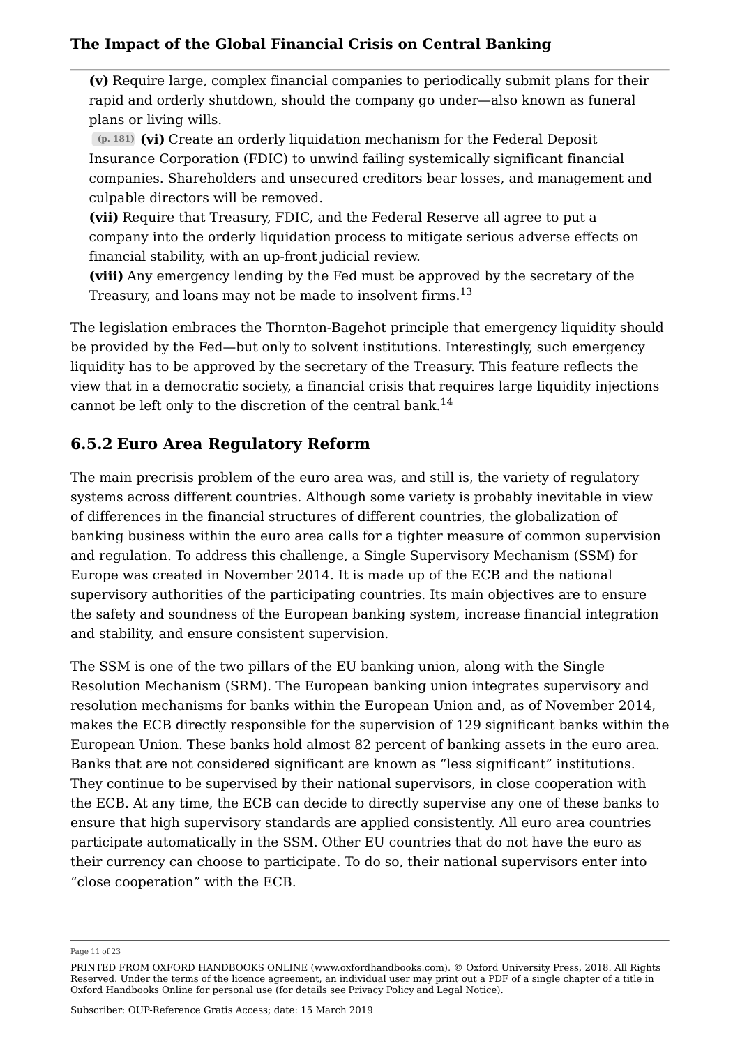(v) Require large, complex financial companies to periodically submit plans for their rapid and orderly shutdown, should the company go under—also known as funeral plans or living wills.

(p. 181) **(vi)** Create an orderly liquidation mechanism for the Federal Deposit Insurance Corporation (FDIC) to unwind failing systemically significant financial companies. Shareholders and unsecured creditors bear losses, and management and culpable directors will be removed.

**(vii)** Require that Treasury, FDIC, and the Federal Reserve all agree to put a company into the orderly liquidation process to mitigate serious adverse effects on financial stability, with an up-front judicial review.

**(viii)** Any emergency lending by the Fed must be approved by the secretary of the Treasury, and loans may not be made to insolvent firms.[13]

The legislation embraces the Thornton-Bagehot principle that emergency liquidity should be provided by the Fed—but only to solvent institutions. Interestingly, such emergency liquidity has to be approved by the secretary of the Treasury. This feature reflects the view that in a democratic society, a financial crisis that requires large liquidity injections cannot be left only to the discretion of the central bank.[14]

## 6.5.2 Euro Area Regulatory Reform

The main precrisis problem of the euro area was, and still is, the variety of regulatory systems across different countries. Although some variety is probably inevitable in view of differences in the financial structures of different countries, the globalization of banking business within the euro area calls for a tighter measure of common supervision and regulation. To address this challenge, a Single Supervisory Mechanism (SSM) for Europe was created in November 2014. It is made up of the ECB and the national supervisory authorities of the participating countries. Its main objectives are to ensure the safety and soundness of the European banking system, increase financial integration and stability, and ensure consistent supervision.

The SSM is one of the two pillars of the EU banking union, along with the Single Resolution Mechanism (SRM). The European banking union integrates supervisory and resolution mechanisms for banks within the European Union and, as of November 2014, makes the ECB directly responsible for the supervision of 129 significant banks within the European Union. These banks hold almost 82 percent of banking assets in the euro area. Banks that are not considered significant are known as "less significant" institutions. They continue to be supervised by their national supervisors, in close cooperation with the ECB. At any time, the ECB can decide to directly supervise any one of these banks to ensure that high supervisory standards are applied consistently. All euro area countries participate automatically in the SSM. Other EU countries that do not have the euro as their currency can choose to participate. To do so, their national supervisors enter into "close cooperation" with the ECB.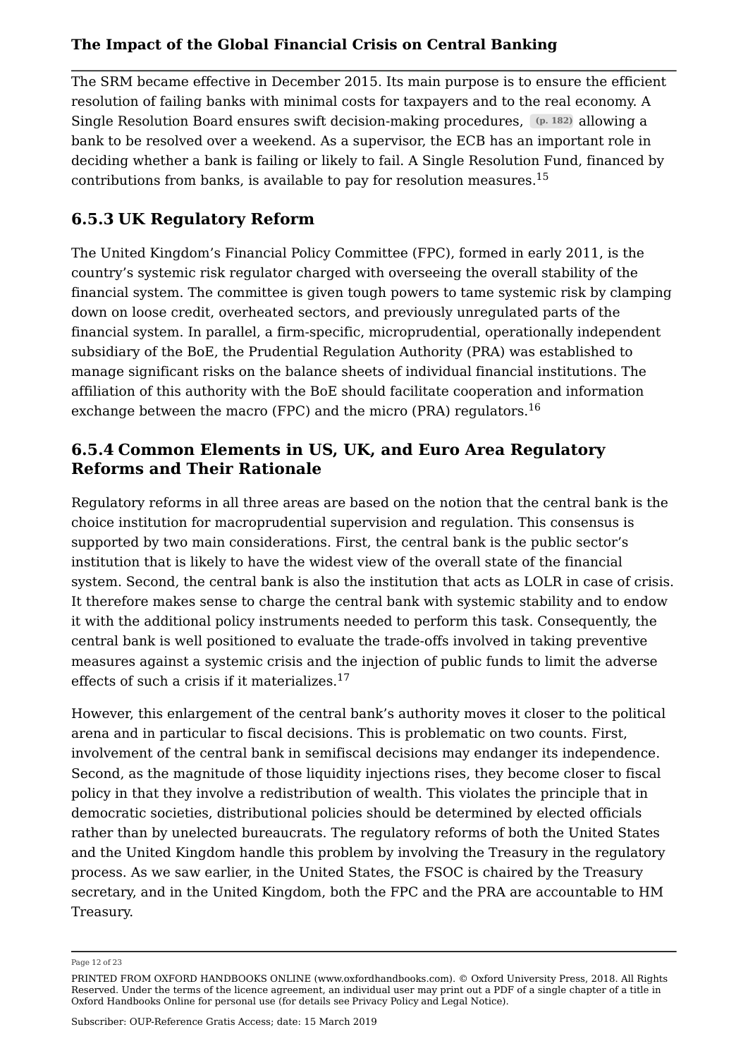The SRM became effective in December 2015. Its main purpose is to ensure the efficient resolution of failing banks with minimal costs for taxpayers and to the real economy. A Single Resolution Board ensures swift decision-making procedures, (p. 182) allowing a bank to be resolved over a weekend. As a supervisor, the ECB has an important role in deciding whether a bank is failing or likely to fail. A Single Resolution Fund, financed by contributions from banks, is available to pay for resolution measures.[15]

## 6.5.3 UK Regulatory Reform

The United Kingdom's Financial Policy Committee (FPC), formed in early 2011, is the country's systemic risk regulator charged with overseeing the overall stability of the financial system. The committee is given tough powers to tame systemic risk by clamping down on loose credit, overheated sectors, and previously unregulated parts of the financial system. In parallel, a firm-specific, microprudential, operationally independent subsidiary of the BoE, the Prudential Regulation Authority (PRA) was established to manage significant risks on the balance sheets of individual financial institutions. The affiliation of this authority with the BoE should facilitate cooperation and information exchange between the macro (FPC) and the micro (PRA) regulators.[16]

## 6.5.4 Common Elements in US, UK, and Euro Area Regulatory Reforms and Their Rationale

Regulatory reforms in all three areas are based on the notion that the central bank is the choice institution for macroprudential supervision and regulation. This consensus is supported by two main considerations. First, the central bank is the public sector's institution that is likely to have the widest view of the overall state of the financial system. Second, the central bank is also the institution that acts as LOLR in case of crisis. It therefore makes sense to charge the central bank with systemic stability and to endow it with the additional policy instruments needed to perform this task. Consequently, the central bank is well positioned to evaluate the trade-offs involved in taking preventive measures against a systemic crisis and the injection of public funds to limit the adverse effects of such a crisis if it materializes.[17]

However, this enlargement of the central bank's authority moves it closer to the political arena and in particular to fiscal decisions. This is problematic on two counts. First, involvement of the central bank in semifiscal decisions may endanger its independence. Second, as the magnitude of those liquidity injections rises, they become closer to fiscal policy in that they involve a redistribution of wealth. This violates the principle that in democratic societies, distributional policies should be determined by elected officials rather than by unelected bureaucrats. The regulatory reforms of both the United States and the United Kingdom handle this problem by involving the Treasury in the regulatory process. As we saw earlier, in the United States, the FSOC is chaired by the Treasury secretary, and in the United Kingdom, both the FPC and the PRA are accountable to HM Treasury.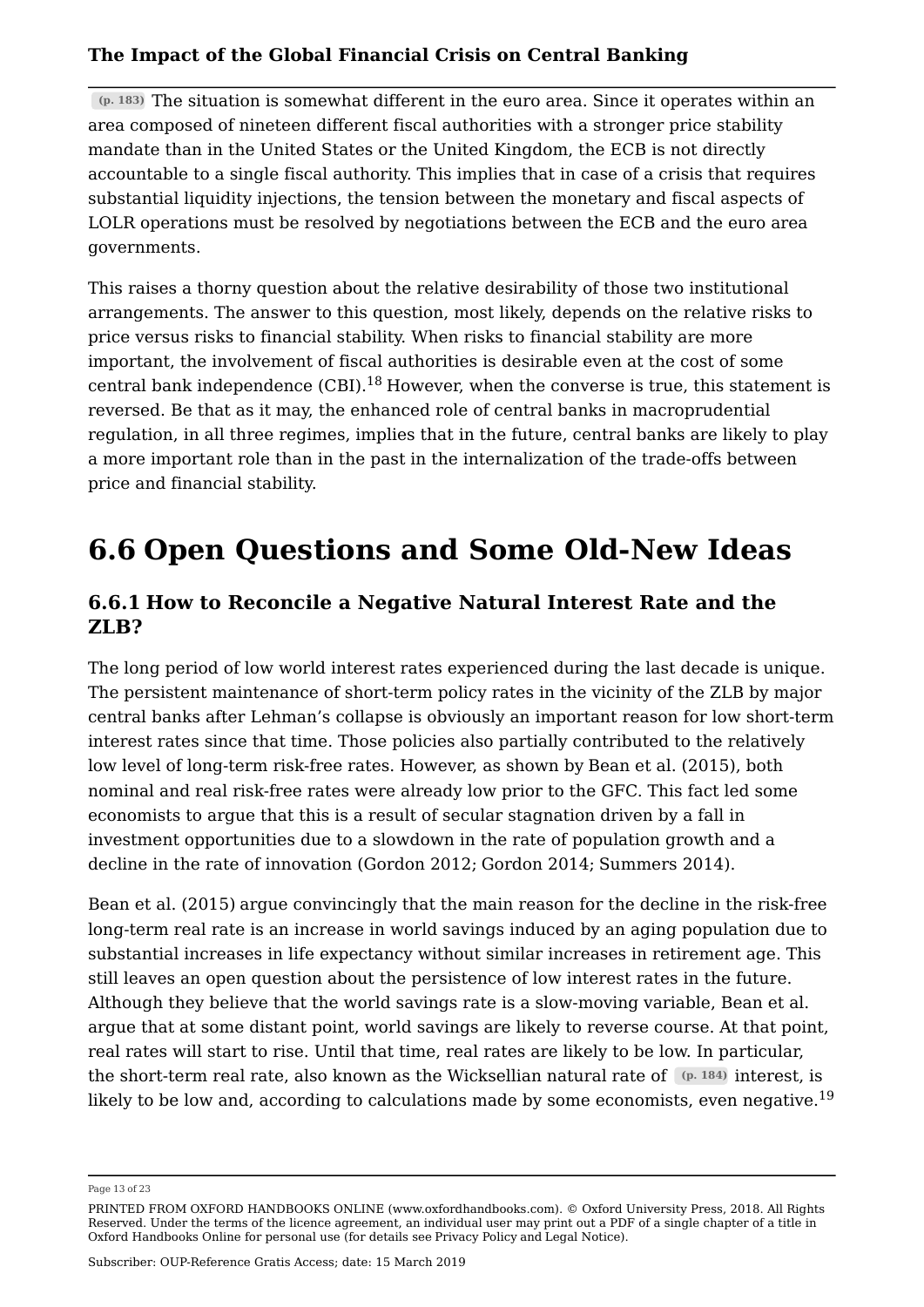(p. 183) The situation is somewhat different in the euro area. Since it operates within an area composed of nineteen different fiscal authorities with a stronger price stability mandate than in the United States or the United Kingdom, the ECB is not directly accountable to a single fiscal authority. This implies that in case of a crisis that requires substantial liquidity injections, the tension between the monetary and fiscal aspects of LOLR operations must be resolved by negotiations between the ECB and the euro area governments.

This raises a thorny question about the relative desirability of those two institutional arrangements. The answer to this question, most likely, depends on the relative risks to price versus risks to financial stability. When risks to financial stability are more important, the involvement of fiscal authorities is desirable even at the cost of some central bank independence (CBI).[18] However, when the converse is true, this statement is reversed. Be that as it may, the enhanced role of central banks in macroprudential regulation, in all three regimes, implies that in the future, central banks are likely to play a more important role than in the past in the internalization of the trade-offs between price and financial stability.

# 6.6 Open Questions and Some Old-New Ideas

## 6.6.1 How to Reconcile a Negative Natural Interest Rate and the ZLB?

The long period of low world interest rates experienced during the last decade is unique. The persistent maintenance of short-term policy rates in the vicinity of the ZLB by major central banks after Lehman's collapse is obviously an important reason for low short-term interest rates since that time. Those policies also partially contributed to the relatively low level of long-term risk-free rates. However, as shown by Bean et al. (2015), both nominal and real risk-free rates were already low prior to the GFC. This fact led some economists to argue that this is a result of secular stagnation driven by a fall in investment opportunities due to a slowdown in the rate of population growth and a decline in the rate of innovation (Gordon 2012; Gordon 2014; Summers 2014).

Bean et al. (2015) argue convincingly that the main reason for the decline in the risk-free long-term real rate is an increase in world savings induced by an aging population due to substantial increases in life expectancy without similar increases in retirement age. This still leaves an open question about the persistence of low interest rates in the future. Although they believe that the world savings rate is a slow-moving variable, Bean et al. argue that at some distant point, world savings are likely to reverse course. At that point, real rates will start to rise. Until that time, real rates are likely to be low. In particular, the short-term real rate, also known as the Wicksellian natural rate of (p. 184) interest, is likely to be low and, according to calculations made by some economists, even negative.[19]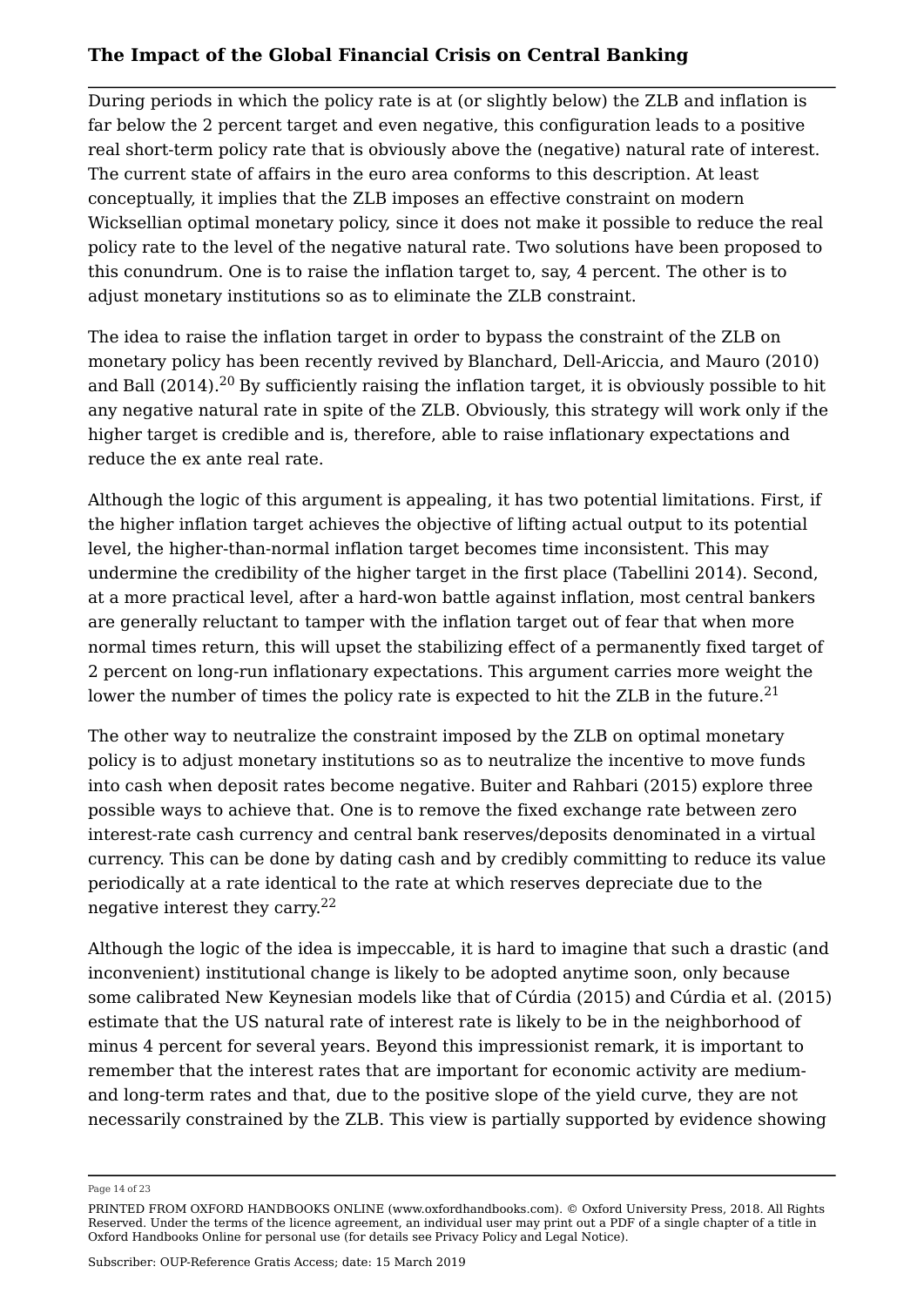During periods in which the policy rate is at (or slightly below) the ZLB and inflation is far below the 2 percent target and even negative, this configuration leads to a positive real short-term policy rate that is obviously above the (negative) natural rate of interest. The current state of affairs in the euro area conforms to this description. At least conceptually, it implies that the ZLB imposes an effective constraint on modern Wicksellian optimal monetary policy, since it does not make it possible to reduce the real policy rate to the level of the negative natural rate. Two solutions have been proposed to this conundrum. One is to raise the inflation target to, say, 4 percent. The other is to adjust monetary institutions so as to eliminate the ZLB constraint.

The idea to raise the inflation target in order to bypass the constraint of the ZLB on monetary policy has been recently revived by Blanchard, Dell-Ariccia, and Mauro (2010) and Ball (2014).[20] By sufficiently raising the inflation target, it is obviously possible to hit any negative natural rate in spite of the ZLB. Obviously, this strategy will work only if the higher target is credible and is, therefore, able to raise inflationary expectations and reduce the ex ante real rate.

Although the logic of this argument is appealing, it has two potential limitations. First, if the higher inflation target achieves the objective of lifting actual output to its potential level, the higher-than-normal inflation target becomes time inconsistent. This may undermine the credibility of the higher target in the first place (Tabellini 2014). Second, at a more practical level, after a hard-won battle against inflation, most central bankers are generally reluctant to tamper with the inflation target out of fear that when more normal times return, this will upset the stabilizing effect of a permanently fixed target of 2 percent on long-run inflationary expectations. This argument carries more weight the lower the number of times the policy rate is expected to hit the ZLB in the future.[21]

The other way to neutralize the constraint imposed by the ZLB on optimal monetary policy is to adjust monetary institutions so as to neutralize the incentive to move funds into cash when deposit rates become negative. Buiter and Rahbari (2015) explore three possible ways to achieve that. One is to remove the fixed exchange rate between zero interest-rate cash currency and central bank reserves/deposits denominated in a virtual currency. This can be done by dating cash and by credibly committing to reduce its value periodically at a rate identical to the rate at which reserves depreciate due to the negative interest they carry.[22]

Although the logic of the idea is impeccable, it is hard to imagine that such a drastic (and inconvenient) institutional change is likely to be adopted anytime soon, only because some calibrated New Keynesian models like that of Cúrdia (2015) and Cúrdia et al. (2015) estimate that the US natural rate of interest rate is likely to be in the neighborhood of minus 4 percent for several years. Beyond this impressionist remark, it is important to remember that the interest rates that are important for economic activity are medium- and long-term rates and that, due to the positive slope of the yield curve, they are not necessarily constrained by the ZLB. This view is partially supported by evidence showing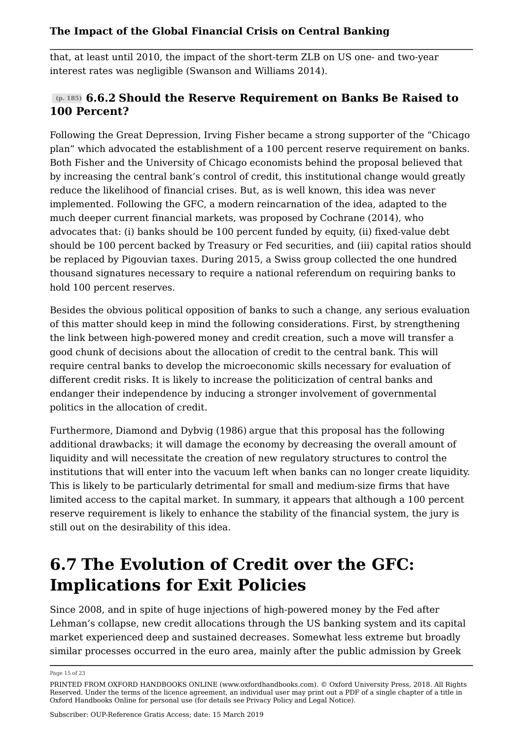that, at least until 2010, the impact of the short-term ZLB on US one- and two-year interest rates was negligible (Swanson and Williams 2014).

### (p. 185) 6.6.2 Should the Reserve Requirement on Banks Be Raised to 100 Percent?

Following the Great Depression, Irving Fisher became a strong supporter of the "Chicago plan" which advocated the establishment of a 100 percent reserve requirement on banks. Both Fisher and the University of Chicago economists behind the proposal believed that by increasing the central bank's control of credit, this institutional change would greatly reduce the likelihood of financial crises. But, as is well known, this idea was never implemented. Following the GFC, a modern reincarnation of the idea, adapted to the much deeper current financial markets, was proposed by Cochrane (2014), who advocates that: (i) banks should be 100 percent funded by equity, (ii) fixed-value debt should be 100 percent backed by Treasury or Fed securities, and (iii) capital ratios should be replaced by Pigouvian taxes. During 2015, a Swiss group collected the one hundred thousand signatures necessary to require a national referendum on requiring banks to hold 100 percent reserves.

Besides the obvious political opposition of banks to such a change, any serious evaluation of this matter should keep in mind the following considerations. First, by strengthening the link between high-powered money and credit creation, such a move will transfer a good chunk of decisions about the allocation of credit to the central bank. This will require central banks to develop the microeconomic skills necessary for evaluation of different credit risks. It is likely to increase the politicization of central banks and endanger their independence by inducing a stronger involvement of governmental politics in the allocation of credit.

Furthermore, Diamond and Dybvig (1986) argue that this proposal has the following additional drawbacks; it will damage the economy by decreasing the overall amount of liquidity and will necessitate the creation of new regulatory structures to control the institutions that will enter into the vacuum left when banks can no longer create liquidity. This is likely to be particularly detrimental for small and medium-size firms that have limited access to the capital market. In summary, it appears that although a 100 percent reserve requirement is likely to enhance the stability of the financial system, the jury is still out on the desirability of this idea.

## 6.7 The Evolution of Credit over the GFC: Implications for Exit Policies

Since 2008, and in spite of huge injections of high-powered money by the Fed after Lehman's collapse, new credit allocations through the US banking system and its capital market experienced deep and sustained decreases. Somewhat less extreme but broadly similar processes occurred in the euro area, mainly after the public admission by Greek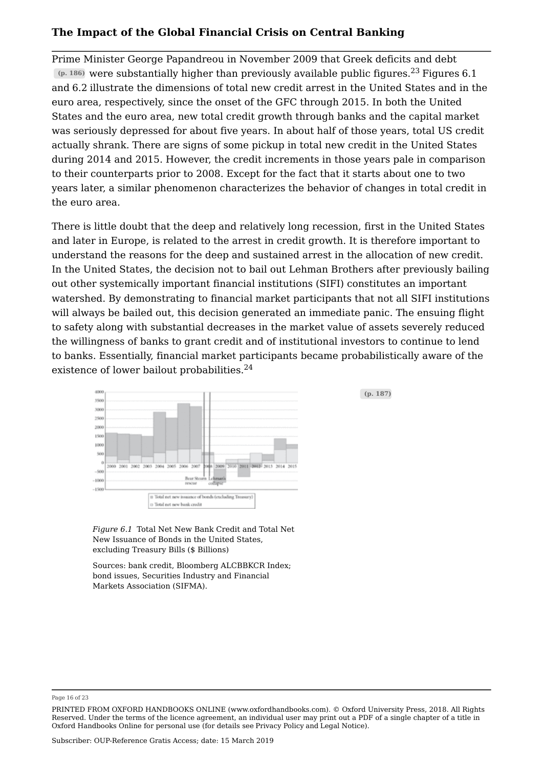Prime Minister George Papandreou in November 2009 that Greek deficits and debt (p. 186) were substantially higher than previously available public figures.[23] Figures 6.1 and 6.2 illustrate the dimensions of total new credit arrest in the United States and in the euro area, respectively, since the onset of the GFC through 2015. In both the United States and the euro area, new total credit growth through banks and the capital market was seriously depressed for about five years. In about half of those years, total US credit actually shrank. There are signs of some pickup in total new credit in the United States during 2014 and 2015. However, the credit increments in those years pale in comparison to their counterparts prior to 2008. Except for the fact that it starts about one to two years later, a similar phenomenon characterizes the behavior of changes in total credit in the euro area.

There is little doubt that the deep and relatively long recession, first in the United States and later in Europe, is related to the arrest in credit growth. It is therefore important to understand the reasons for the deep and sustained arrest in the allocation of new credit. In the United States, the decision not to bail out Lehman Brothers after previously bailing out other systemically important financial institutions (SIFI) constitutes an important watershed. By demonstrating to financial market participants that not all SIFI institutions will always be bailed out, this decision generated an immediate panic. The ensuing flight to safety along with substantial decreases in the market value of assets severely reduced the willingness of banks to grant credit and of institutional investors to continue to lend to banks. Essentially, financial market participants became probabilistically aware of the existence of lower bailout probabilities.[24]

(p. 187)

*Figure 6.1* Total Net New Bank Credit and Total Net New Issuance of Bonds in the United States, excluding Treasury Bills ($ Billions)

Sources: bank credit, Bloomberg ALCBBKCR Index; bond issues, Securities Industry and Financial Markets Association (SIFMA).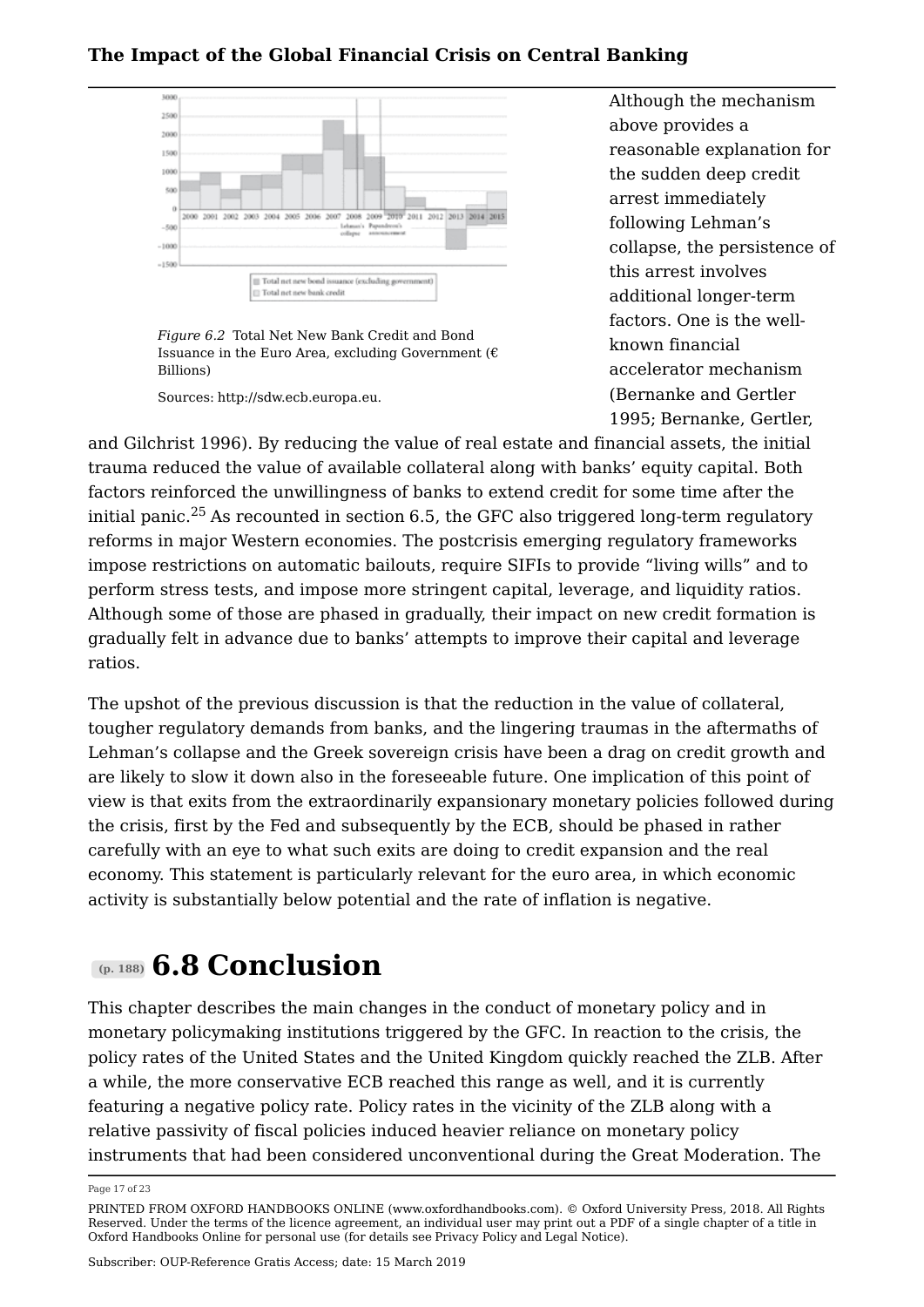Figure 6.2 Total Net New Bank Credit and Bond Issuance in the Euro Area, excluding Government (€ Billions)

Sources: http://sdw.ecb.europa.eu.

Although the mechanism above provides a reasonable explanation for the sudden deep credit arrest immediately following Lehman's collapse, the persistence of this arrest involves additional longer-term factors. One is the well-known financial accelerator mechanism (Bernanke and Gertler 1995; Bernanke, Gertler, and Gilchrist 1996). By reducing the value of real estate and financial assets, the initial trauma reduced the value of available collateral along with banks' equity capital. Both factors reinforced the unwillingness of banks to extend credit for some time after the initial panic.[25] As recounted in section 6.5, the GFC also triggered long-term regulatory reforms in major Western economies. The postcrisis emerging regulatory frameworks impose restrictions on automatic bailouts, require SIFIs to provide "living wills" and to perform stress tests, and impose more stringent capital, leverage, and liquidity ratios. Although some of those are phased in gradually, their impact on new credit formation is gradually felt in advance due to banks' attempts to improve their capital and leverage ratios.

The upshot of the previous discussion is that the reduction in the value of collateral, tougher regulatory demands from banks, and the lingering traumas in the aftermaths of Lehman's collapse and the Greek sovereign crisis have been a drag on credit growth and are likely to slow it down also in the foreseeable future. One implication of this point of view is that exits from the extraordinarily expansionary monetary policies followed during the crisis, first by the Fed and subsequently by the ECB, should be phased in rather carefully with an eye to what such exits are doing to credit expansion and the real economy. This statement is particularly relevant for the euro area, in which economic activity is substantially below potential and the rate of inflation is negative.

## 6.8 Conclusion

This chapter describes the main changes in the conduct of monetary policy and in monetary policymaking institutions triggered by the GFC. In reaction to the crisis, the policy rates of the United States and the United Kingdom quickly reached the ZLB. After a while, the more conservative ECB reached this range as well, and it is currently featuring a negative policy rate. Policy rates in the vicinity of the ZLB along with a relative passivity of fiscal policies induced heavier reliance on monetary policy instruments that had been considered unconventional during the Great Moderation. The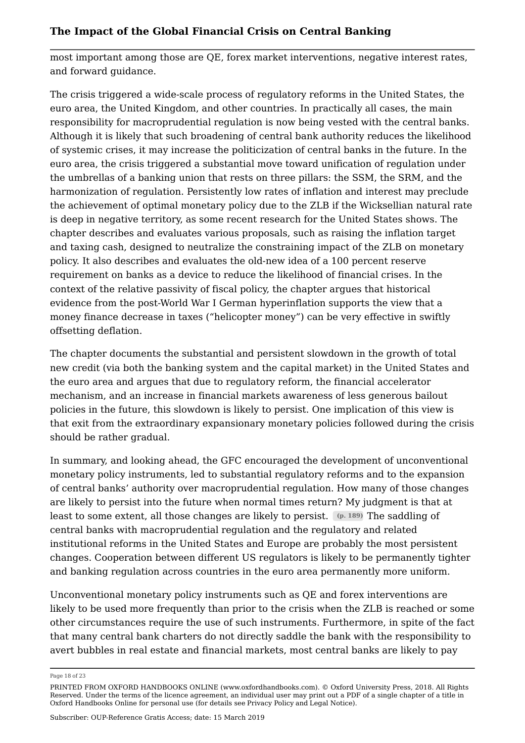most important among those are QE, forex market interventions, negative interest rates, and forward guidance.

The crisis triggered a wide-scale process of regulatory reforms in the United States, the euro area, the United Kingdom, and other countries. In practically all cases, the main responsibility for macroprudential regulation is now being vested with the central banks. Although it is likely that such broadening of central bank authority reduces the likelihood of systemic crises, it may increase the politicization of central banks in the future. In the euro area, the crisis triggered a substantial move toward unification of regulation under the umbrellas of a banking union that rests on three pillars: the SSM, the SRM, and the harmonization of regulation. Persistently low rates of inflation and interest may preclude the achievement of optimal monetary policy due to the ZLB if the Wicksellian natural rate is deep in negative territory, as some recent research for the United States shows. The chapter describes and evaluates various proposals, such as raising the inflation target and taxing cash, designed to neutralize the constraining impact of the ZLB on monetary policy. It also describes and evaluates the old-new idea of a 100 percent reserve requirement on banks as a device to reduce the likelihood of financial crises. In the context of the relative passivity of fiscal policy, the chapter argues that historical evidence from the post-World War I German hyperinflation supports the view that a money finance decrease in taxes ("helicopter money") can be very effective in swiftly offsetting deflation.

The chapter documents the substantial and persistent slowdown in the growth of total new credit (via both the banking system and the capital market) in the United States and the euro area and argues that due to regulatory reform, the financial accelerator mechanism, and an increase in financial markets awareness of less generous bailout policies in the future, this slowdown is likely to persist. One implication of this view is that exit from the extraordinary expansionary monetary policies followed during the crisis should be rather gradual.

In summary, and looking ahead, the GFC encouraged the development of unconventional monetary policy instruments, led to substantial regulatory reforms and to the expansion of central banks' authority over macroprudential regulation. How many of those changes are likely to persist into the future when normal times return? My judgment is that at least to some extent, all those changes are likely to persist. (p. 189) The saddling of central banks with macroprudential regulation and the regulatory and related institutional reforms in the United States and Europe are probably the most persistent changes. Cooperation between different US regulators is likely to be permanently tighter and banking regulation across countries in the euro area permanently more uniform.

Unconventional monetary policy instruments such as QE and forex interventions are likely to be used more frequently than prior to the crisis when the ZLB is reached or some other circumstances require the use of such instruments. Furthermore, in spite of the fact that many central bank charters do not directly saddle the bank with the responsibility to avert bubbles in real estate and financial markets, most central banks are likely to pay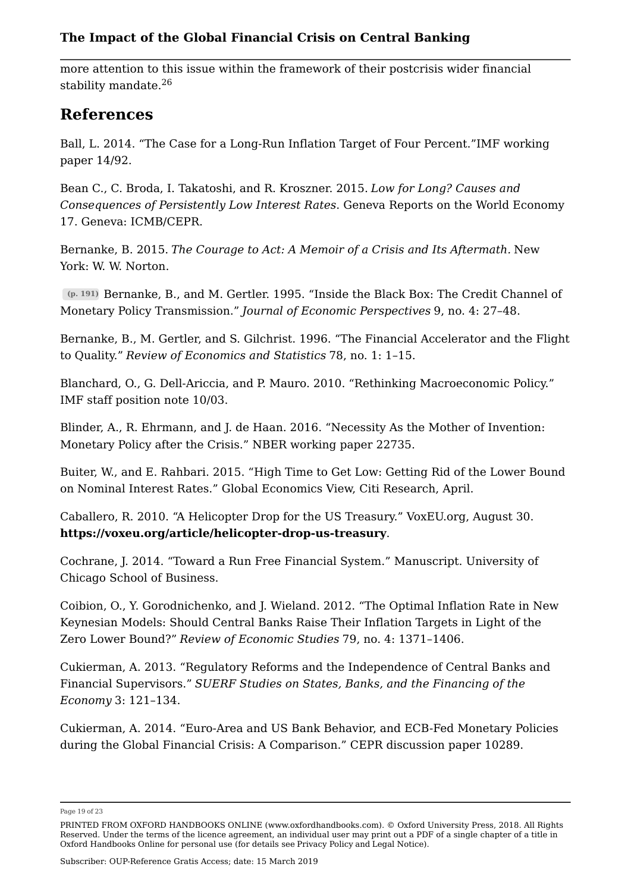more attention to this issue within the framework of their postcrisis wider financial stability mandate.[26]

## References

Ball, L. 2014. "The Case for a Long-Run Inflation Target of Four Percent."IMF working paper 14/92.

Bean C., C. Broda, I. Takatoshi, and R. Kroszner. 2015. *Low for Long? Causes and Consequences of Persistently Low Interest Rates*. Geneva Reports on the World Economy 17. Geneva: ICMB/CEPR.

Bernanke, B. 2015. *The Courage to Act: A Memoir of a Crisis and Its Aftermath*. New York: W. W. Norton.

(p. 191) Bernanke, B., and M. Gertler. 1995. "Inside the Black Box: The Credit Channel of Monetary Policy Transmission." *Journal of Economic Perspectives* 9, no. 4: 27–48.

Bernanke, B., M. Gertler, and S. Gilchrist. 1996. "The Financial Accelerator and the Flight to Quality." *Review of Economics and Statistics* 78, no. 1: 1–15.

Blanchard, O., G. Dell-Ariccia, and P. Mauro. 2010. "Rethinking Macroeconomic Policy." IMF staff position note 10/03.

Blinder, A., R. Ehrmann, and J. de Haan. 2016. "Necessity As the Mother of Invention: Monetary Policy after the Crisis." NBER working paper 22735.

Buiter, W., and E. Rahbari. 2015. "High Time to Get Low: Getting Rid of the Lower Bound on Nominal Interest Rates." Global Economics View, Citi Research, April.

Caballero, R. 2010. "A Helicopter Drop for the US Treasury." VoxEU.org, August 30. **https://voxeu.org/article/helicopter-drop-us-treasury**.

Cochrane, J. 2014. "Toward a Run Free Financial System." Manuscript. University of Chicago School of Business.

Coibion, O., Y. Gorodnichenko, and J. Wieland. 2012. "The Optimal Inflation Rate in New Keynesian Models: Should Central Banks Raise Their Inflation Targets in Light of the Zero Lower Bound?" *Review of Economic Studies* 79, no. 4: 1371–1406.

Cukierman, A. 2013. "Regulatory Reforms and the Independence of Central Banks and Financial Supervisors." *SUERF Studies on States, Banks, and the Financing of the Economy* 3: 121–134.

Cukierman, A. 2014. "Euro-Area and US Bank Behavior, and ECB-Fed Monetary Policies during the Global Financial Crisis: A Comparison." CEPR discussion paper 10289.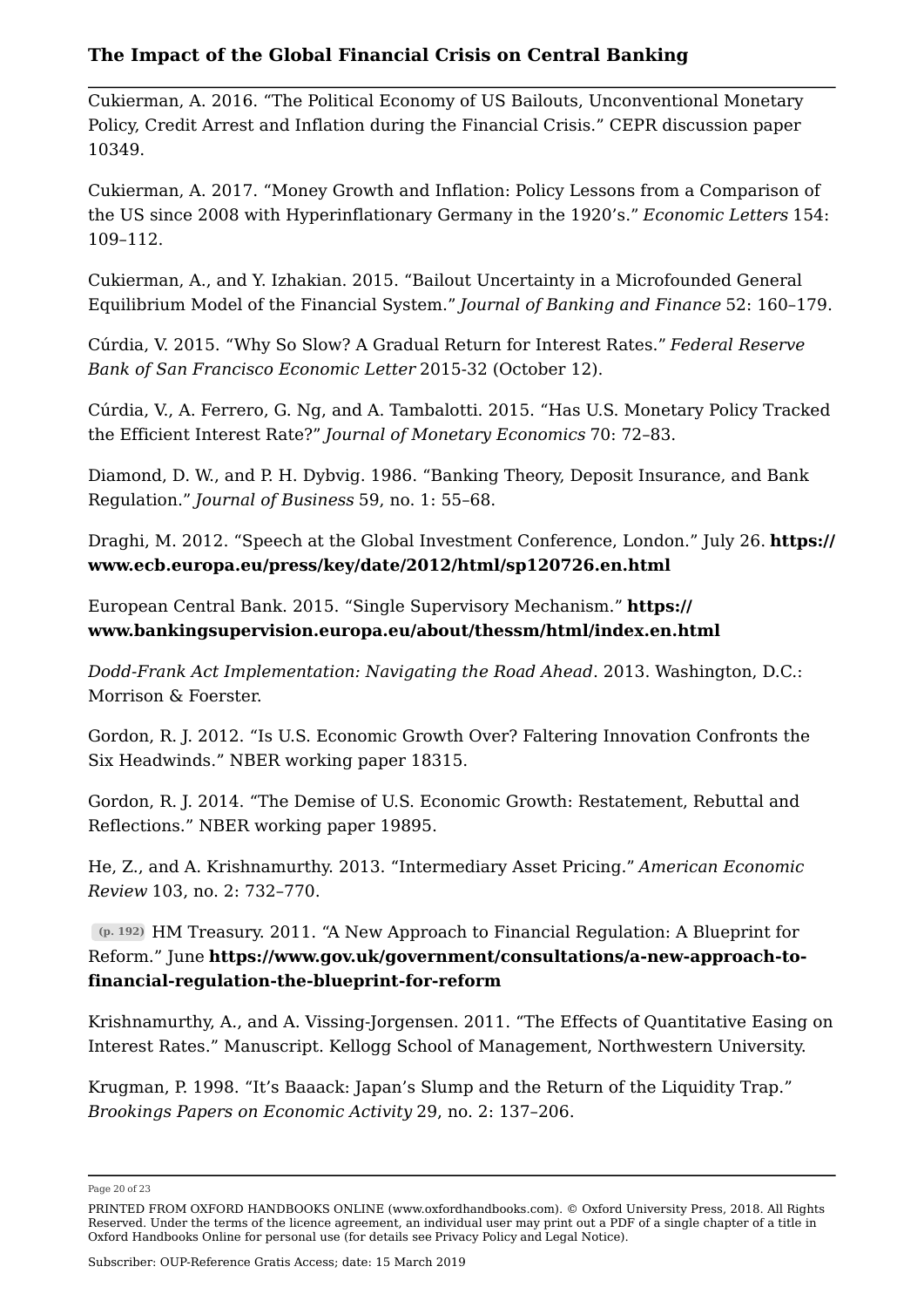Cukierman, A. 2016. “The Political Economy of US Bailouts, Unconventional Monetary Policy, Credit Arrest and Inflation during the Financial Crisis.” CEPR discussion paper 10349.

Cukierman, A. 2017. “Money Growth and Inflation: Policy Lessons from a Comparison of the US since 2008 with Hyperinflationary Germany in the 1920’s.” *Economic Letters* 154: 109–112.

Cukierman, A., and Y. Izhakian. 2015. “Bailout Uncertainty in a Microfounded General Equilibrium Model of the Financial System.” *Journal of Banking and Finance* 52: 160–179.

Cúrdia, V. 2015. “Why So Slow? A Gradual Return for Interest Rates.” *Federal Reserve Bank of San Francisco Economic Letter* 2015-32 (October 12).

Cúrdia, V., A. Ferrero, G. Ng, and A. Tambalotti. 2015. “Has U.S. Monetary Policy Tracked the Efficient Interest Rate?” *Journal of Monetary Economics* 70: 72–83.

Diamond, D. W., and P. H. Dybvig. 1986. “Banking Theory, Deposit Insurance, and Bank Regulation.” *Journal of Business* 59, no. 1: 55–68.

Draghi, M. 2012. “Speech at the Global Investment Conference, London.” July 26. **https://www.ecb.europa.eu/press/key/date/2012/html/sp120726.en.html**

European Central Bank. 2015. “Single Supervisory Mechanism.” **https://www.bankingsupervision.europa.eu/about/thessm/html/index.en.html**

*Dodd-Frank Act Implementation: Navigating the Road Ahead*. 2013. Washington, D.C.: Morrison & Foerster.

Gordon, R. J. 2012. “Is U.S. Economic Growth Over? Faltering Innovation Confronts the Six Headwinds.” NBER working paper 18315.

Gordon, R. J. 2014. “The Demise of U.S. Economic Growth: Restatement, Rebuttal and Reflections.” NBER working paper 19895.

He, Z., and A. Krishnamurthy. 2013. “Intermediary Asset Pricing.” *American Economic Review* 103, no. 2: 732–770.

(p. 192) HM Treasury. 2011. “A New Approach to Financial Regulation: A Blueprint for Reform.” June **https://www.gov.uk/government/consultations/a-new-approach-to-financial-regulation-the-blueprint-for-reform**

Krishnamurthy, A., and A. Vissing-Jorgensen. 2011. “The Effects of Quantitative Easing on Interest Rates.” Manuscript. Kellogg School of Management, Northwestern University.

Krugman, P. 1998. “It’s Baaack: Japan’s Slump and the Return of the Liquidity Trap.” *Brookings Papers on Economic Activity* 29, no. 2: 137–206.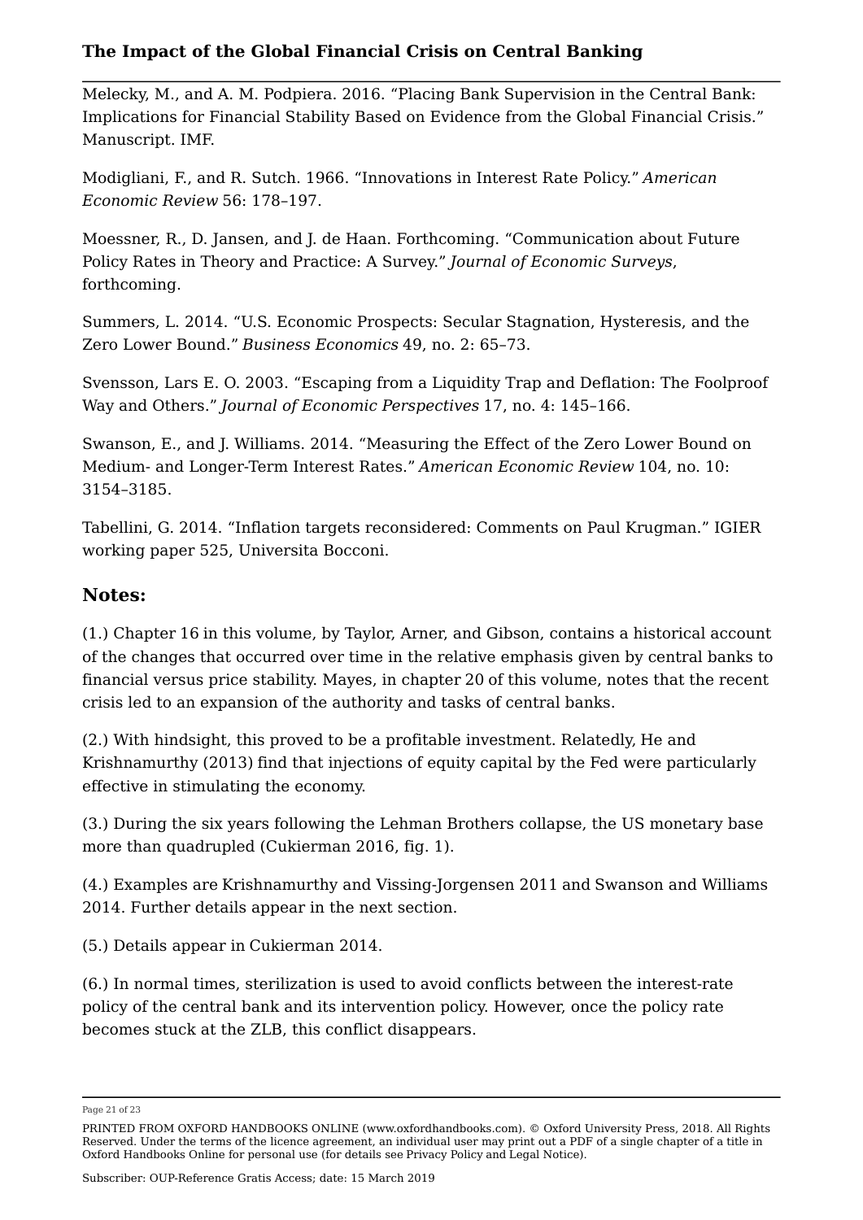Melecky, M., and A. M. Podpiera. 2016. “Placing Bank Supervision in the Central Bank: Implications for Financial Stability Based on Evidence from the Global Financial Crisis.” Manuscript. IMF.

Modigliani, F., and R. Sutch. 1966. “Innovations in Interest Rate Policy.” *American Economic Review* 56: 178–197.

Moessner, R., D. Jansen, and J. de Haan. Forthcoming. “Communication about Future Policy Rates in Theory and Practice: A Survey.” *Journal of Economic Surveys*, forthcoming.

Summers, L. 2014. “U.S. Economic Prospects: Secular Stagnation, Hysteresis, and the Zero Lower Bound.” *Business Economics* 49, no. 2: 65–73.

Svensson, Lars E. O. 2003. “Escaping from a Liquidity Trap and Deflation: The Foolproof Way and Others.” *Journal of Economic Perspectives* 17, no. 4: 145–166.

Swanson, E., and J. Williams. 2014. “Measuring the Effect of the Zero Lower Bound on Medium- and Longer-Term Interest Rates.” *American Economic Review* 104, no. 10: 3154–3185.

Tabellini, G. 2014. “Inflation targets reconsidered: Comments on Paul Krugman.” IGIER working paper 525, Universita Bocconi.

## Notes:

(1.) Chapter 16 in this volume, by Taylor, Arner, and Gibson, contains a historical account of the changes that occurred over time in the relative emphasis given by central banks to financial versus price stability. Mayes, in chapter 20 of this volume, notes that the recent crisis led to an expansion of the authority and tasks of central banks.

(2.) With hindsight, this proved to be a profitable investment. Relatedly, He and Krishnamurthy (2013) find that injections of equity capital by the Fed were particularly effective in stimulating the economy.

(3.) During the six years following the Lehman Brothers collapse, the US monetary base more than quadrupled (Cukierman 2016, fig. 1).

(4.) Examples are Krishnamurthy and Vissing-Jorgensen 2011 and Swanson and Williams 2014. Further details appear in the next section.

(5.) Details appear in Cukierman 2014.

(6.) In normal times, sterilization is used to avoid conflicts between the interest-rate policy of the central bank and its intervention policy. However, once the policy rate becomes stuck at the ZLB, this conflict disappears.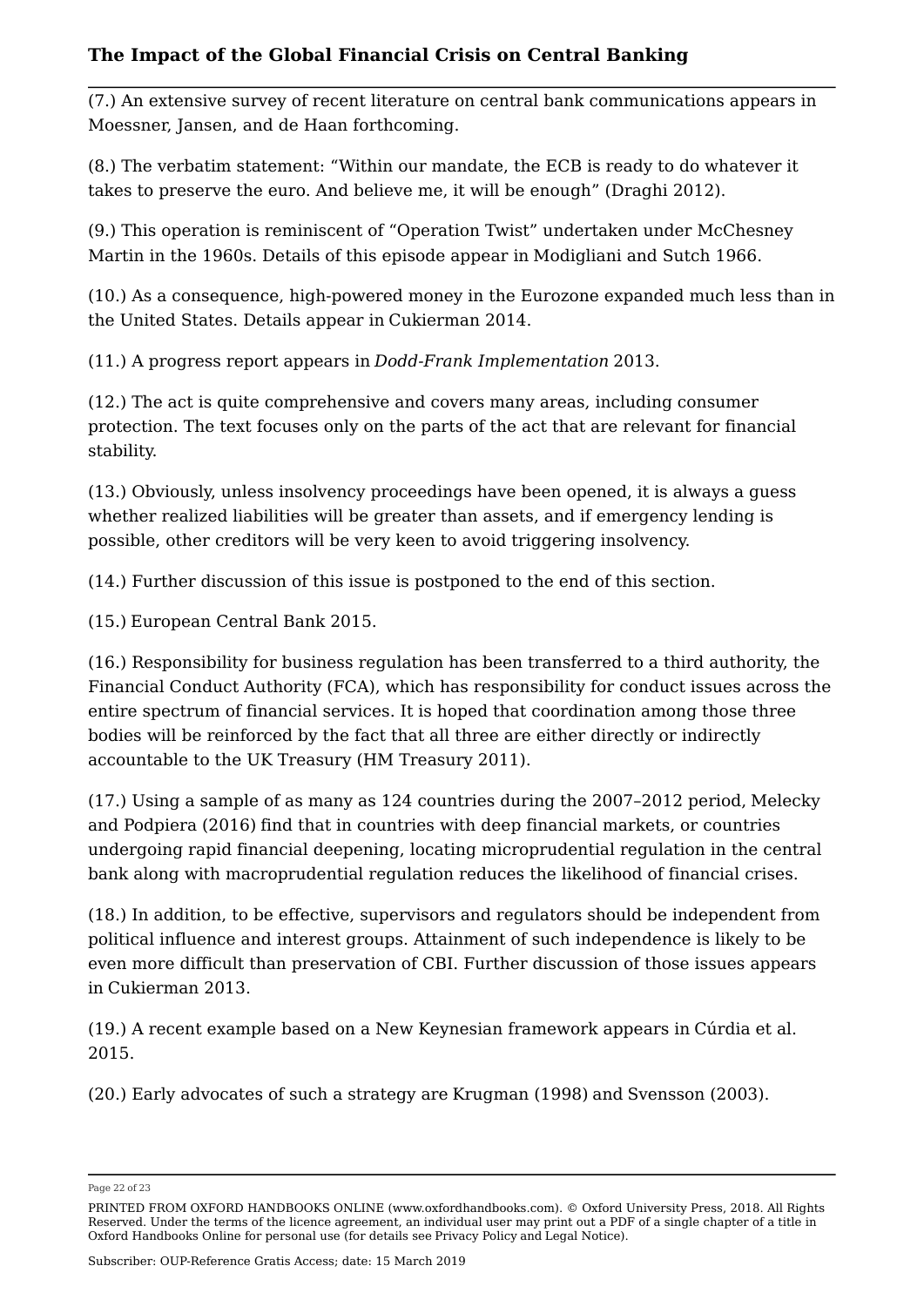(7.) An extensive survey of recent literature on central bank communications appears in Moessner, Jansen, and de Haan forthcoming.

(8.) The verbatim statement: "Within our mandate, the ECB is ready to do whatever it takes to preserve the euro. And believe me, it will be enough" (Draghi 2012).

(9.) This operation is reminiscent of "Operation Twist" undertaken under McChesney Martin in the 1960s. Details of this episode appear in Modigliani and Sutch 1966.

(10.) As a consequence, high-powered money in the Eurozone expanded much less than in the United States. Details appear in Cukierman 2014.

(11.) A progress report appears in *Dodd-Frank Implementation* 2013.

(12.) The act is quite comprehensive and covers many areas, including consumer protection. The text focuses only on the parts of the act that are relevant for financial stability.

(13.) Obviously, unless insolvency proceedings have been opened, it is always a guess whether realized liabilities will be greater than assets, and if emergency lending is possible, other creditors will be very keen to avoid triggering insolvency.

(14.) Further discussion of this issue is postponed to the end of this section.

(15.) European Central Bank 2015.

(16.) Responsibility for business regulation has been transferred to a third authority, the Financial Conduct Authority (FCA), which has responsibility for conduct issues across the entire spectrum of financial services. It is hoped that coordination among those three bodies will be reinforced by the fact that all three are either directly or indirectly accountable to the UK Treasury (HM Treasury 2011).

(17.) Using a sample of as many as 124 countries during the 2007–2012 period, Melecky and Podpiera (2016) find that in countries with deep financial markets, or countries undergoing rapid financial deepening, locating microprudential regulation in the central bank along with macroprudential regulation reduces the likelihood of financial crises.

(18.) In addition, to be effective, supervisors and regulators should be independent from political influence and interest groups. Attainment of such independence is likely to be even more difficult than preservation of CBI. Further discussion of those issues appears in Cukierman 2013.

(19.) A recent example based on a New Keynesian framework appears in Cúrdia et al. 2015.

(20.) Early advocates of such a strategy are Krugman (1998) and Svensson (2003).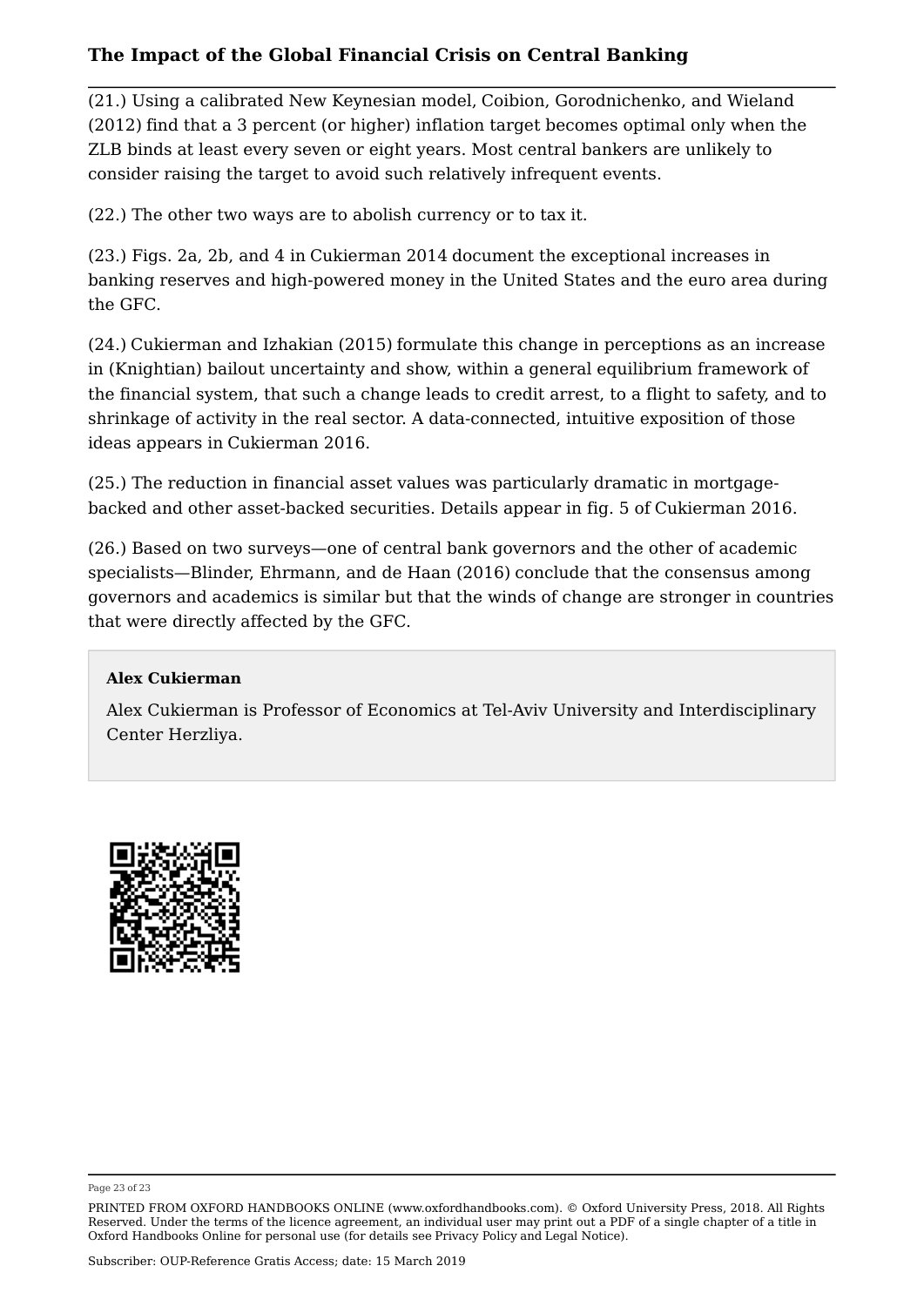(21.) Using a calibrated New Keynesian model, Coibion, Gorodnichenko, and Wieland (2012) find that a 3 percent (or higher) inflation target becomes optimal only when the ZLB binds at least every seven or eight years. Most central bankers are unlikely to consider raising the target to avoid such relatively infrequent events.

(22.) The other two ways are to abolish currency or to tax it.

(23.) Figs. 2a, 2b, and 4 in Cukierman 2014 document the exceptional increases in banking reserves and high-powered money in the United States and the euro area during the GFC.

(24.) Cukierman and Izhakian (2015) formulate this change in perceptions as an increase in (Knightian) bailout uncertainty and show, within a general equilibrium framework of the financial system, that such a change leads to credit arrest, to a flight to safety, and to shrinkage of activity in the real sector. A data-connected, intuitive exposition of those ideas appears in Cukierman 2016.

(25.) The reduction in financial asset values was particularly dramatic in mortgage-backed and other asset-backed securities. Details appear in fig. 5 of Cukierman 2016.

(26.) Based on two surveys—one of central bank governors and the other of academic specialists—Blinder, Ehrmann, and de Haan (2016) conclude that the consensus among governors and academics is similar but that the winds of change are stronger in countries that were directly affected by the GFC.

**Alex Cukierman**

Alex Cukierman is Professor of Economics at Tel-Aviv University and Interdisciplinary Center Herzliya.